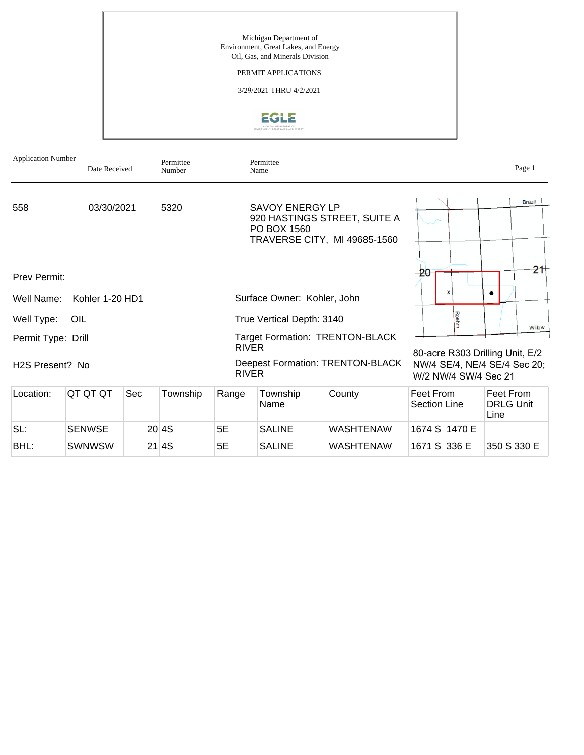Michigan Department of
Environment, Great Lakes, and Energy
Oil, Gas, and Minerals Division

PERMIT APPLICATIONS

3/29/2021 THRU 4/2/2021

| Application Number | Date Received | Permittee Number | Permittee Name |
|---|---|---|---|
| 558 | 03/30/2021 | 5320 | SAVOY ENERGY LP<br>920 HASTINGS STREET, SUITE A<br>PO BOX 1560<br>TRAVERSE CITY, MI 49685-1560 |

Prev Permit:

Well Name: Kohler 1-20 HD1

Well Type: OIL

Permit Type: Drill

H2S Present? No

Surface Owner: Kohler, John

True Vertical Depth: 3140

Target Formation: TRENTON-BLACK RIVER

Deepest Formation: TRENTON-BLACK RIVER

80-acre R303 Drilling Unit, E/2 NW/4 SE/4, NE/4 SE/4 Sec 20; W/2 NW/4 SW/4 Sec 21

| Location: | QT QT QT | Sec | Township | Range | Township Name | County | Feet From Section Line | Feet From DRLG Unit Line |
|---|---|---|---|---|---|---|---|---|
| SL: | SENWSE | 20 | 4S | 5E | SALINE | WASHTENAW | 1674 S 1470 E | |
| BHL: | SWNWSW | 21 | 4S | 5E | SALINE | WASHTENAW | 1671 S 336 E | 350 S 330 E |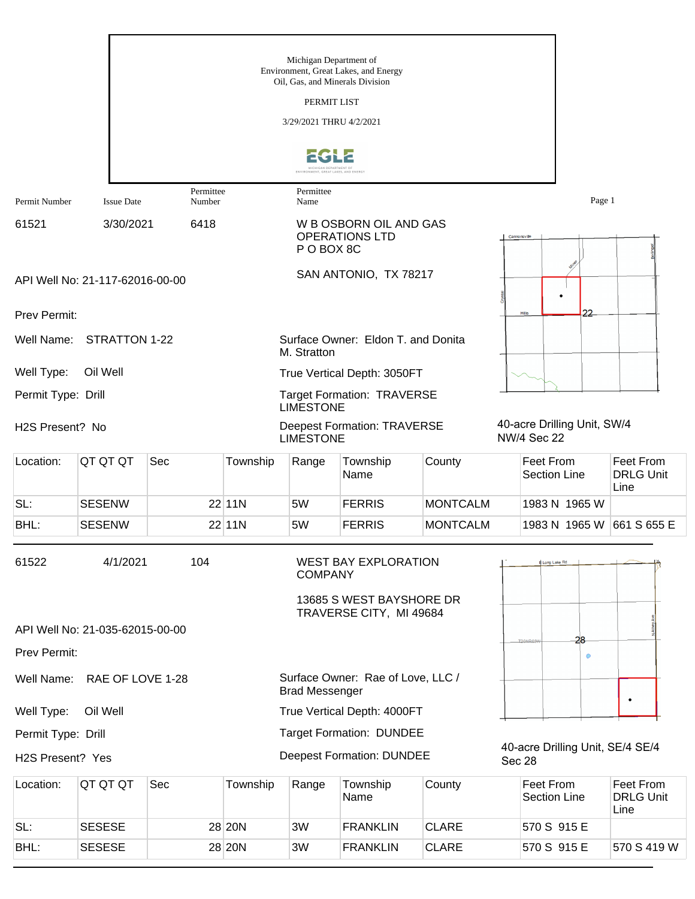Michigan Department of Environment, Great Lakes, and Energy
Oil, Gas, and Minerals Division

PERMIT LIST

3/29/2021 THRU 4/2/2021

| Permit Number | Issue Date | Permittee Number | Permittee Name |
|---|---|---|---|
| 61521 | 3/30/2021 | 6418 | W B OSBORN OIL AND GAS OPERATIONS LTD<br>P O BOX 8C<br>SAN ANTONIO, TX 78217 |

API Well No: 21-117-62016-00-00

Prev Permit:

Well Name: STRATTON 1-22

Well Type: Oil Well

Permit Type: Drill

H2S Present? No

Surface Owner: Eldon T. and Donita M. Stratton

True Vertical Depth: 3050FT

Target Formation: TRAVERSE LIMESTONE

Deepest Formation: TRAVERSE LIMESTONE

40-acre Drilling Unit, SW/4 NW/4 Sec 22

| Location: | QT QT QT | Sec | Township | Range | Township Name | County | Feet From Section Line | Feet From DRLG Unit Line |
|---|---|---|---|---|---|---|---|---|
| SL: | SESENW | 22 | 11N | 5W | FERRIS | MONTCALM | 1983 N 1965 W | |
| BHL: | SESENW | 22 | 11N | 5W | FERRIS | MONTCALM | 1983 N 1965 W | 661 S 655 E |

| Permit Number | Issue Date | Permittee Number | Permittee Name |
|---|---|---|---|
| 61522 | 4/1/2021 | 104 | WEST BAY EXPLORATION COMPANY<br>13685 S WEST BAYSHORE DR<br>TRAVERSE CITY, MI 49684 |

API Well No: 21-035-62015-00-00

Prev Permit:

Well Name: RAE OF LOVE 1-28

Well Type: Oil Well

Permit Type: Drill

H2S Present? Yes

Surface Owner: Rae of Love, LLC / Brad Messenger

True Vertical Depth: 4000FT

Target Formation: DUNDEE

Deepest Formation: DUNDEE

40-acre Drilling Unit, SE/4 SE/4 Sec 28

| Location: | QT QT QT | Sec | Township | Range | Township Name | County | Feet From Section Line | Feet From DRLG Unit Line |
|---|---|---|---|---|---|---|---|---|
| SL: | SESESE | 28 | 20N | 3W | FRANKLIN | CLARE | 570 S 915 E | |
| BHL: | SESESE | 28 | 20N | 3W | FRANKLIN | CLARE | 570 S 915 E | 570 S 419 W |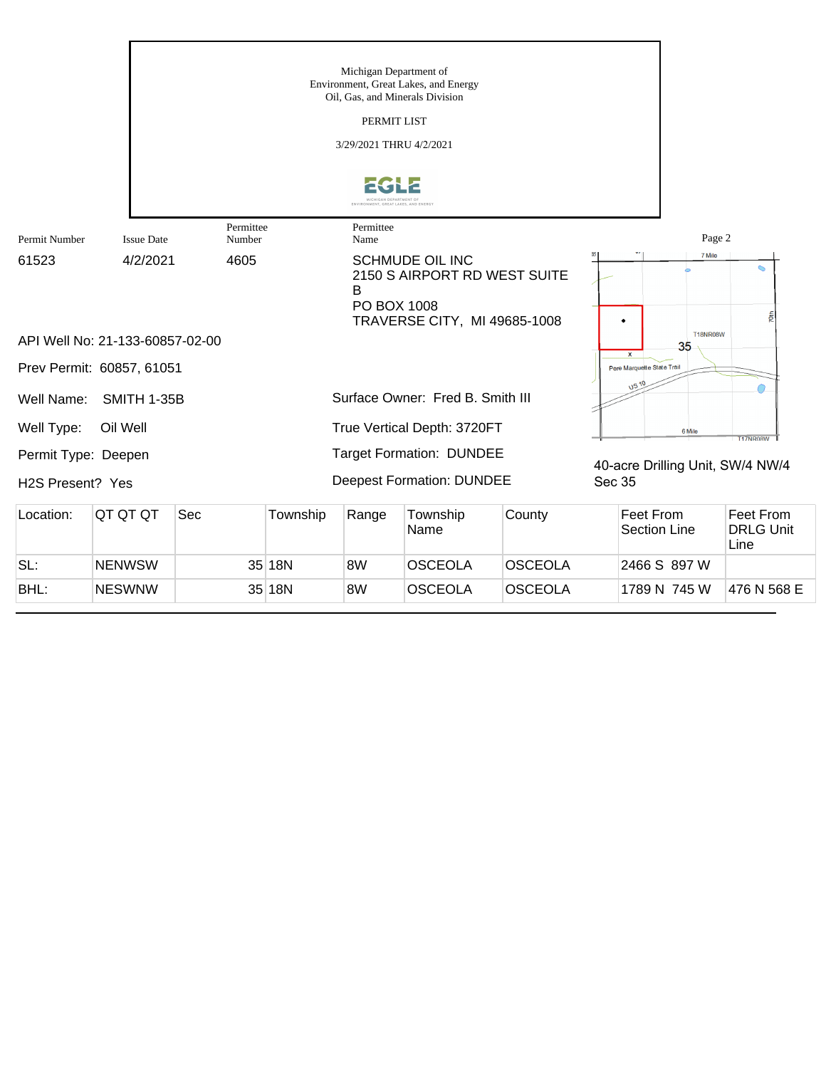Michigan Department of
Environment, Great Lakes, and Energy
Oil, Gas, and Minerals Division

PERMIT LIST

3/29/2021 THRU 4/2/2021

| Permit Number | Issue Date | Permittee Number | Permittee Name |
|---|---|---|---|
| 61523 | 4/2/2021 | 4605 | SCHMUDE OIL INC<br>2150 S AIRPORT RD WEST SUITE B<br>PO BOX 1008<br>TRAVERSE CITY, MI 49685-1008 |

API Well No: 21-133-60857-02-00

Prev Permit: 60857, 61051

Well Name: SMITH 1-35B

Well Type: Oil Well

Permit Type: Deepen

H2S Present? Yes

Surface Owner: Fred B. Smith III

True Vertical Depth: 3720FT

Target Formation: DUNDEE

Deepest Formation: DUNDEE

40-acre Drilling Unit, SW/4 NW/4 Sec 35

| Location: | QT QT QT | Sec | Township | Range | Township Name | County | Feet From Section Line | Feet From DRLG Unit Line |
|---|---|---|---|---|---|---|---|---|
| SL: | NENWSW | 35 | 18N | 8W | OSCEOLA | OSCEOLA | 2466 S 897 W | |
| BHL: | NESWNW | 35 | 18N | 8W | OSCEOLA | OSCEOLA | 1789 N 745 W | 476 N 568 E |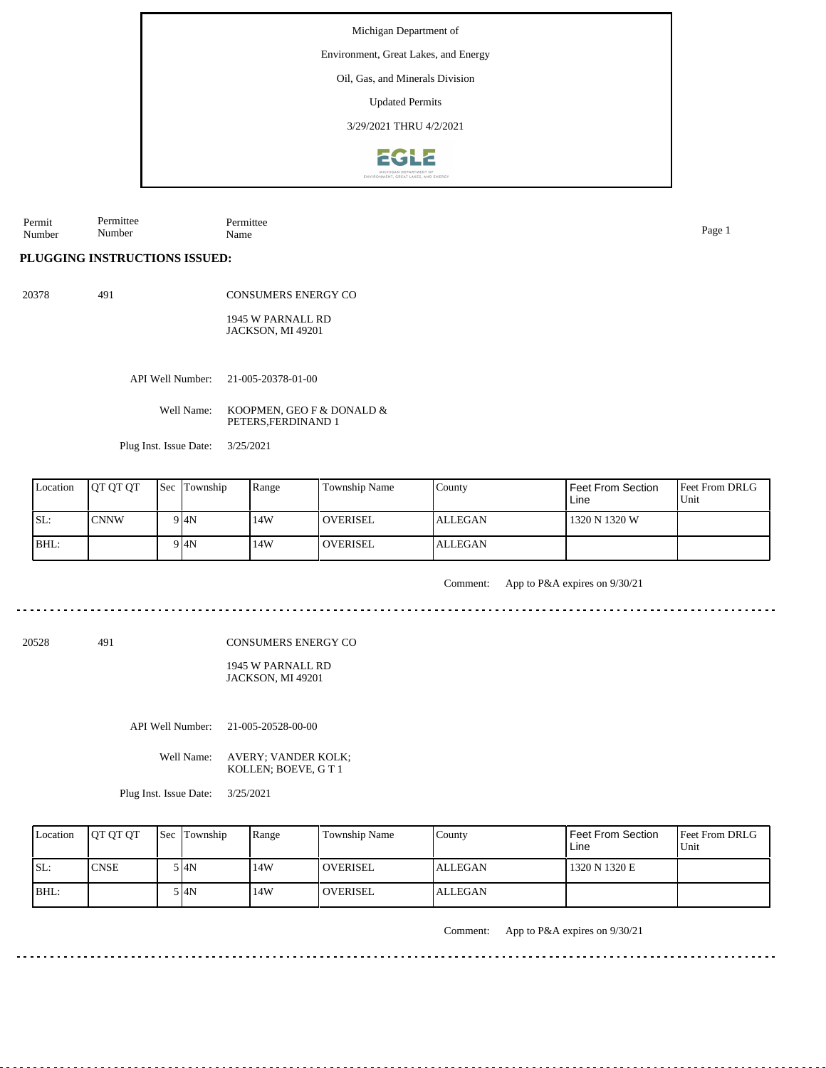Michigan Department of

Environment, Great Lakes, and Energy

Oil, Gas, and Minerals Division

Updated Permits

3/29/2021 THRU 4/2/2021

| Permit Number | Permittee Number | Permittee Name |
|---|---|---|

**PLUGGING INSTRUCTIONS ISSUED:**

20378 491 CONSUMERS ENERGY CO

1945 W PARNALL RD
JACKSON, MI 49201

API Well Number: 21-005-20378-01-00

Well Name: KOOPMEN, GEO F & DONALD & PETERS,FERDINAND 1

Plug Inst. Issue Date: 3/25/2021

| Location | QT QT QT | Sec | Township | Range | Township Name | County | Feet From Section Line | Feet From DRLG Unit |
|---|---|---|---|---|---|---|---|---|
| SL: | CNNW | 9 | 4N | 14W | OVERISEL | ALLEGAN | 1320 N 1320 W | |
| BHL: | | 9 | 4N | 14W | OVERISEL | ALLEGAN | | |

Comment: App to P&A expires on 9/30/21

---

20528 491 CONSUMERS ENERGY CO

1945 W PARNALL RD
JACKSON, MI 49201

API Well Number: 21-005-20528-00-00

Well Name: AVERY; VANDER KOLK; KOLLEN; BOEVE, G T 1

Plug Inst. Issue Date: 3/25/2021

| Location | QT QT QT | Sec | Township | Range | Township Name | County | Feet From Section Line | Feet From DRLG Unit |
|---|---|---|---|---|---|---|---|---|
| SL: | CNSE | 5 | 4N | 14W | OVERISEL | ALLEGAN | 1320 N 1320 E | |
| BHL: | | 5 | 4N | 14W | OVERISEL | ALLEGAN | | |

Comment: App to P&A expires on 9/30/21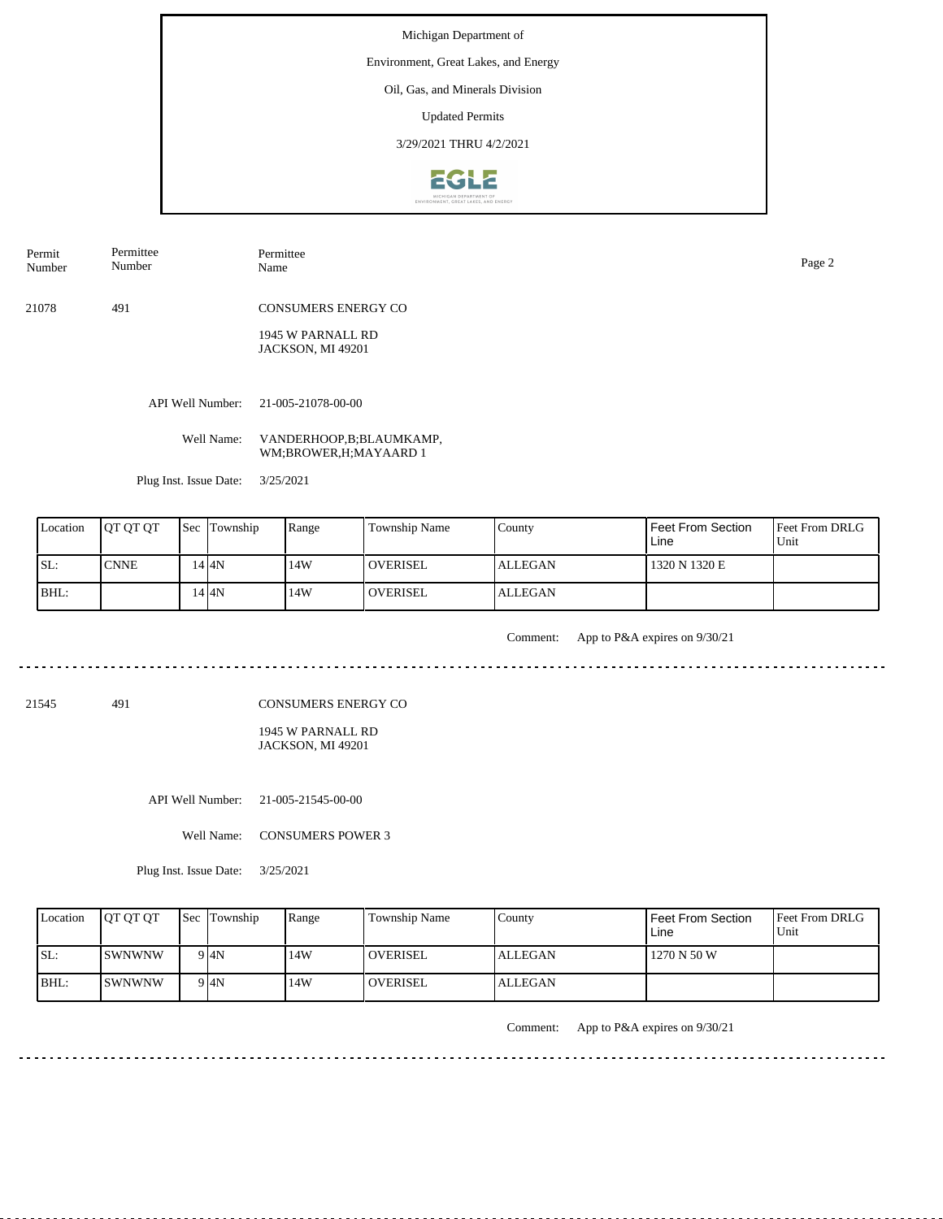Michigan Department of

Environment, Great Lakes, and Energy

Oil, Gas, and Minerals Division

Updated Permits

3/29/2021 THRU 4/2/2021

| Permit Number | Permittee Number | Permittee Name |
|---|---|---|
| 21078 | 491 | CONSUMERS ENERGY CO |

1945 W PARNALL RD
JACKSON, MI 49201

API Well Number: 21-005-21078-00-00

Well Name: VANDERHOOP,B;BLAUMKAMP, WM;BROWER,H;MAYAARD 1

Plug Inst. Issue Date: 3/25/2021

| Location | QT QT QT | Sec | Township | Range | Township Name | County | Feet From Section Line | Feet From DRLG Unit |
|---|---|---|---|---|---|---|---|---|
| SL: | CNNE | 14 | 4N | 14W | OVERISEL | ALLEGAN | 1320 N 1320 E | |
| BHL: | | 14 | 4N | 14W | OVERISEL | ALLEGAN | | |

Comment: App to P&A expires on 9/30/21

---

| Permit Number | Permittee Number | Permittee Name |
|---|---|---|
| 21545 | 491 | CONSUMERS ENERGY CO |

1945 W PARNALL RD
JACKSON, MI 49201

API Well Number: 21-005-21545-00-00

Well Name: CONSUMERS POWER 3

Plug Inst. Issue Date: 3/25/2021

| Location | QT QT QT | Sec | Township | Range | Township Name | County | Feet From Section Line | Feet From DRLG Unit |
|---|---|---|---|---|---|---|---|---|
| SL: | SWNWNW | 9 | 4N | 14W | OVERISEL | ALLEGAN | 1270 N 50 W | |
| BHL: | SWNWNW | 9 | 4N | 14W | OVERISEL | ALLEGAN | | |

Comment: App to P&A expires on 9/30/21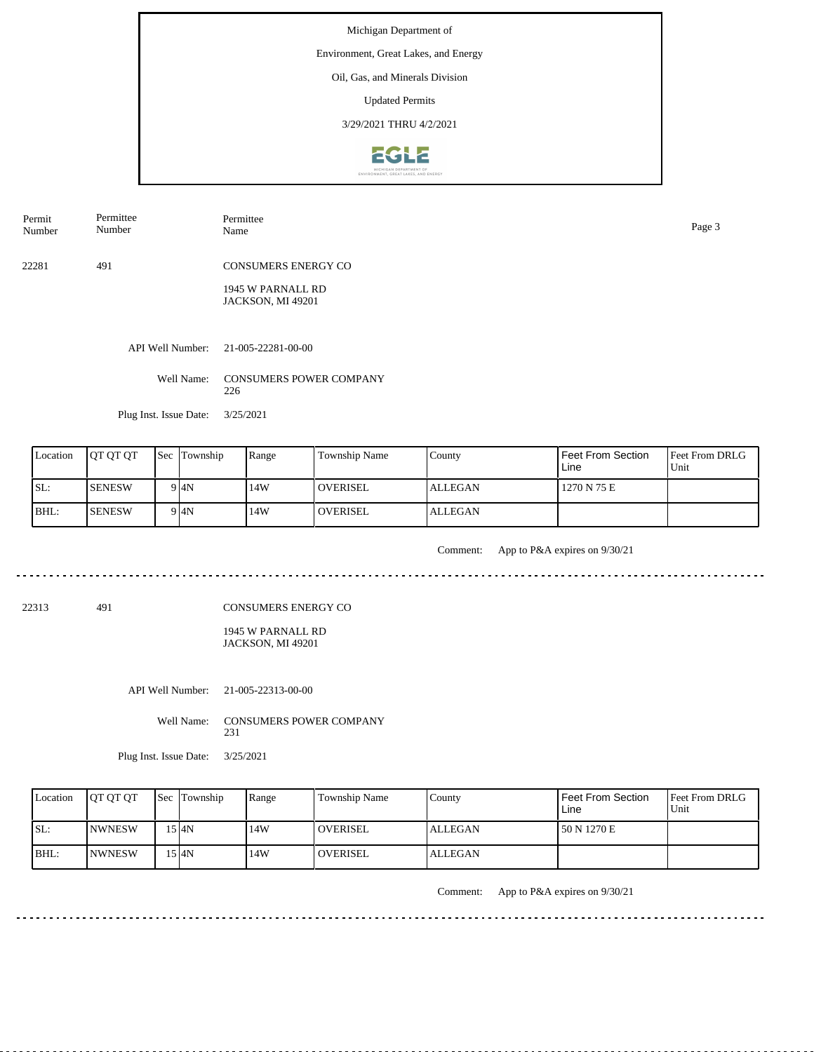Michigan Department of

Environment, Great Lakes, and Energy

Oil, Gas, and Minerals Division

Updated Permits

3/29/2021 THRU 4/2/2021

| Permit Number | Permittee Number | Permittee Name |
|---|---|---|

22281 491 CONSUMERS ENERGY CO

1945 W PARNALL RD
JACKSON, MI 49201

API Well Number: 21-005-22281-00-00

Well Name: CONSUMERS POWER COMPANY 226

Plug Inst. Issue Date: 3/25/2021

| Location | QT QT QT | Sec | Township | Range | Township Name | County | Feet From Section Line | Feet From DRLG Unit |
|---|---|---|---|---|---|---|---|---|
| SL: | SENESW | 9 | 4N | 14W | OVERISEL | ALLEGAN | 1270 N 75 E | |
| BHL: | SENESW | 9 | 4N | 14W | OVERISEL | ALLEGAN | | |

Comment: App to P&A expires on 9/30/21

---

22313 491 CONSUMERS ENERGY CO

1945 W PARNALL RD
JACKSON, MI 49201

API Well Number: 21-005-22313-00-00

Well Name: CONSUMERS POWER COMPANY 231

Plug Inst. Issue Date: 3/25/2021

| Location | QT QT QT | Sec | Township | Range | Township Name | County | Feet From Section Line | Feet From DRLG Unit |
|---|---|---|---|---|---|---|---|---|
| SL: | NWNESW | 15 | 4N | 14W | OVERISEL | ALLEGAN | 50 N 1270 E | |
| BHL: | NWNESW | 15 | 4N | 14W | OVERISEL | ALLEGAN | | |

Comment: App to P&A expires on 9/30/21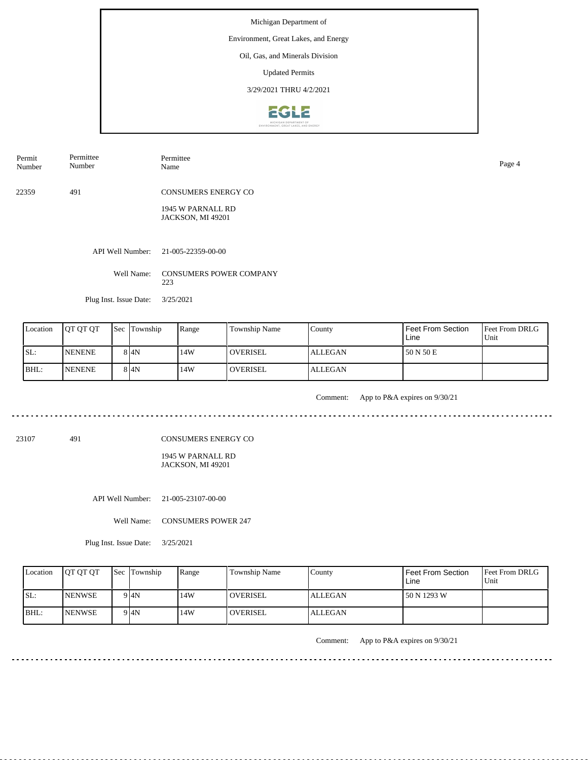Michigan Department of

Environment, Great Lakes, and Energy

Oil, Gas, and Minerals Division

Updated Permits

3/29/2021 THRU 4/2/2021

| Permit Number | Permittee Number | Permittee Name |
|---|---|---|
| 22359 | 491 | CONSUMERS ENERGY CO<br>1945 W PARNALL RD<br>JACKSON, MI 49201 |

API Well Number: 21-005-22359-00-00

Well Name: CONSUMERS POWER COMPANY 223

Plug Inst. Issue Date: 3/25/2021

| Location | QT QT QT | Sec | Township | Range | Township Name | County | Feet From Section Line | Feet From DRLG Unit |
|---|---|---|---|---|---|---|---|---|
| SL: | NENENE | 8 | 4N | 14W | OVERISEL | ALLEGAN | 50 N 50 E | |
| BHL: | NENENE | 8 | 4N | 14W | OVERISEL | ALLEGAN | | |

Comment: App to P&A expires on 9/30/21

---

| Permit Number | Permittee Number | Permittee Name |
|---|---|---|
| 23107 | 491 | CONSUMERS ENERGY CO<br>1945 W PARNALL RD<br>JACKSON, MI 49201 |

API Well Number: 21-005-23107-00-00

Well Name: CONSUMERS POWER 247

Plug Inst. Issue Date: 3/25/2021

| Location | QT QT QT | Sec | Township | Range | Township Name | County | Feet From Section Line | Feet From DRLG Unit |
|---|---|---|---|---|---|---|---|---|
| SL: | NENWSE | 9 | 4N | 14W | OVERISEL | ALLEGAN | 50 N 1293 W | |
| BHL: | NENWSE | 9 | 4N | 14W | OVERISEL | ALLEGAN | | |

Comment: App to P&A expires on 9/30/21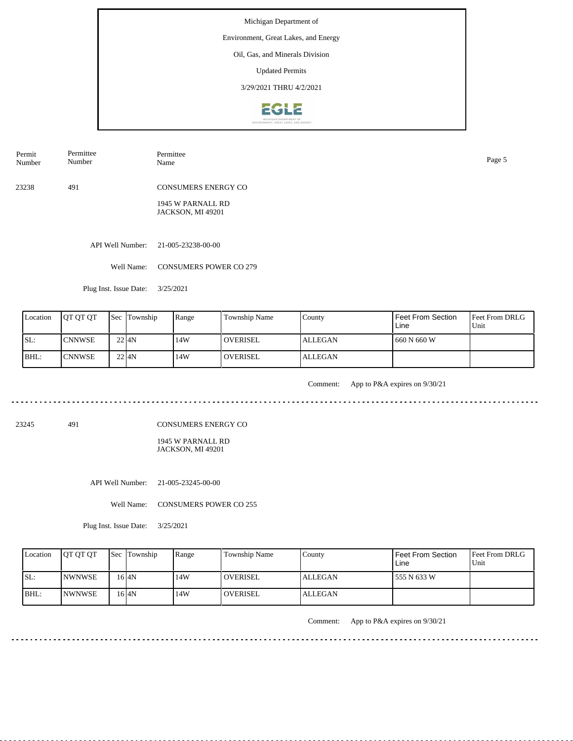Michigan Department of

Environment, Great Lakes, and Energy

Oil, Gas, and Minerals Division

Updated Permits

3/29/2021 THRU 4/2/2021

| Permit Number | Permittee Number | Permittee Name |
|---|---|---|
| 23238 | 491 | CONSUMERS ENERGY CO |

1945 W PARNALL RD
JACKSON, MI 49201

API Well Number: 21-005-23238-00-00

Well Name: CONSUMERS POWER CO 279

Plug Inst. Issue Date: 3/25/2021

| Location | QT QT QT | Sec | Township | Range | Township Name | County | Feet From Section Line | Feet From DRLG Unit |
|---|---|---|---|---|---|---|---|---|
| SL: | CNNWSE | 22 | 4N | 14W | OVERISEL | ALLEGAN | 660 N 660 W | |
| BHL: | CNNWSE | 22 | 4N | 14W | OVERISEL | ALLEGAN | | |

Comment: App to P&A expires on 9/30/21

---

| Permit Number | Permittee Number | Permittee Name |
|---|---|---|
| 23245 | 491 | CONSUMERS ENERGY CO |

1945 W PARNALL RD
JACKSON, MI 49201

API Well Number: 21-005-23245-00-00

Well Name: CONSUMERS POWER CO 255

Plug Inst. Issue Date: 3/25/2021

| Location | QT QT QT | Sec | Township | Range | Township Name | County | Feet From Section Line | Feet From DRLG Unit |
|---|---|---|---|---|---|---|---|---|
| SL: | NWNWSE | 16 | 4N | 14W | OVERISEL | ALLEGAN | 555 N 633 W | |
| BHL: | NWNWSE | 16 | 4N | 14W | OVERISEL | ALLEGAN | | |

Comment: App to P&A expires on 9/30/21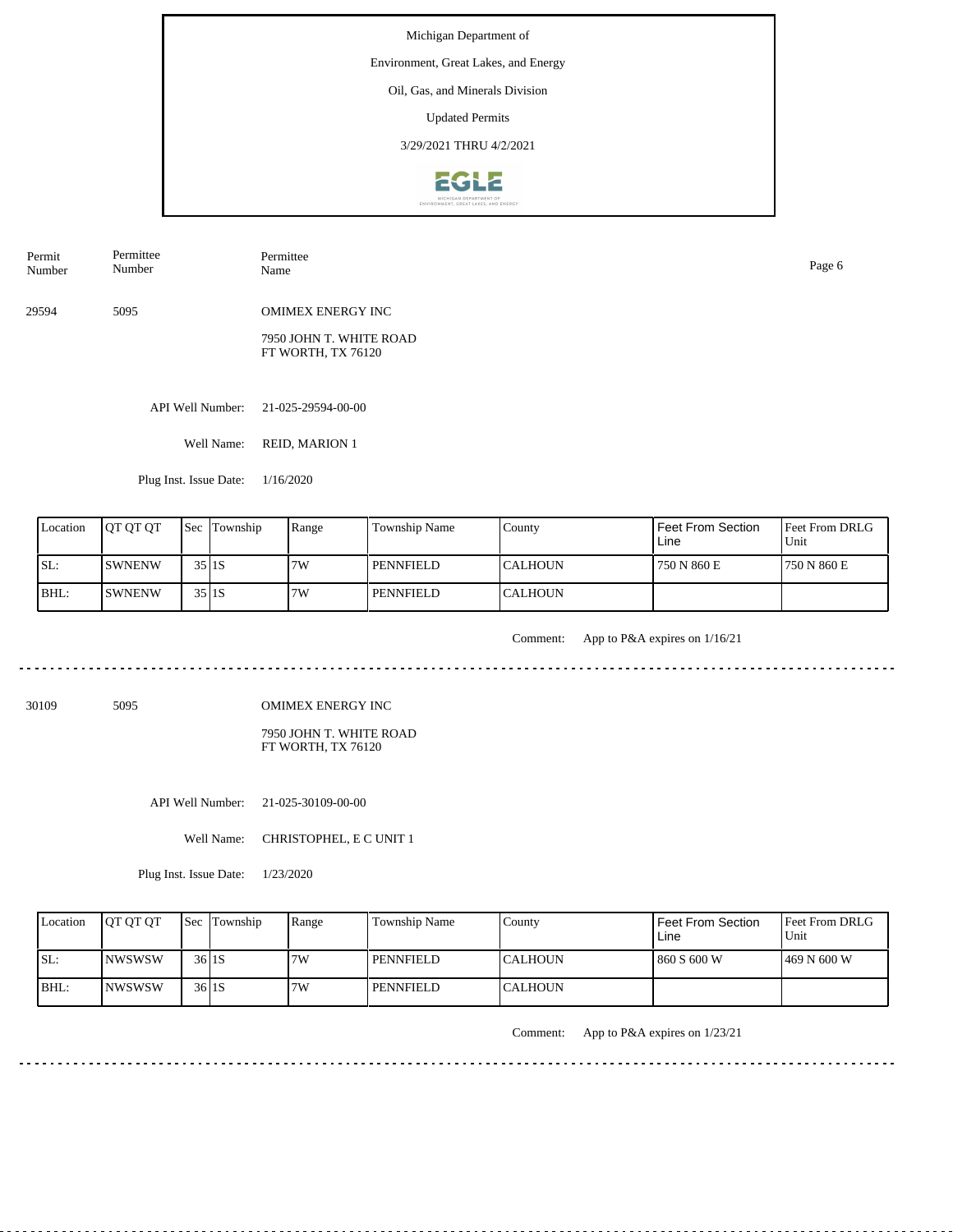Michigan Department of

Environment, Great Lakes, and Energy

Oil, Gas, and Minerals Division

Updated Permits

3/29/2021 THRU 4/2/2021

| Permit Number | Permittee Number | Permittee Name |
|---|---|---|
| 29594 | 5095 | OMIMEX ENERGY INC<br>7950 JOHN T. WHITE ROAD<br>FT WORTH, TX 76120 |

API Well Number: 21-025-29594-00-00

Well Name: REID, MARION 1

Plug Inst. Issue Date: 1/16/2020

| Location | QT QT QT | Sec | Township | Range | Township Name | County | Feet From Section Line | Feet From DRLG Unit |
|---|---|---|---|---|---|---|---|---|
| SL: | SWNENW | 35 | 1S | 7W | PENNFIELD | CALHOUN | 750 N 860 E | 750 N 860 E |
| BHL: | SWNENW | 35 | 1S | 7W | PENNFIELD | CALHOUN | | |

Comment: App to P&A expires on 1/16/21

---

| Permit Number | Permittee Number | Permittee Name |
|---|---|---|
| 30109 | 5095 | OMIMEX ENERGY INC<br>7950 JOHN T. WHITE ROAD<br>FT WORTH, TX 76120 |

API Well Number: 21-025-30109-00-00

Well Name: CHRISTOPHEL, E C UNIT 1

Plug Inst. Issue Date: 1/23/2020

| Location | QT QT QT | Sec | Township | Range | Township Name | County | Feet From Section Line | Feet From DRLG Unit |
|---|---|---|---|---|---|---|---|---|
| SL: | NWSWSW | 36 | 1S | 7W | PENNFIELD | CALHOUN | 860 S 600 W | 469 N 600 W |
| BHL: | NWSWSW | 36 | 1S | 7W | PENNFIELD | CALHOUN | | |

Comment: App to P&A expires on 1/23/21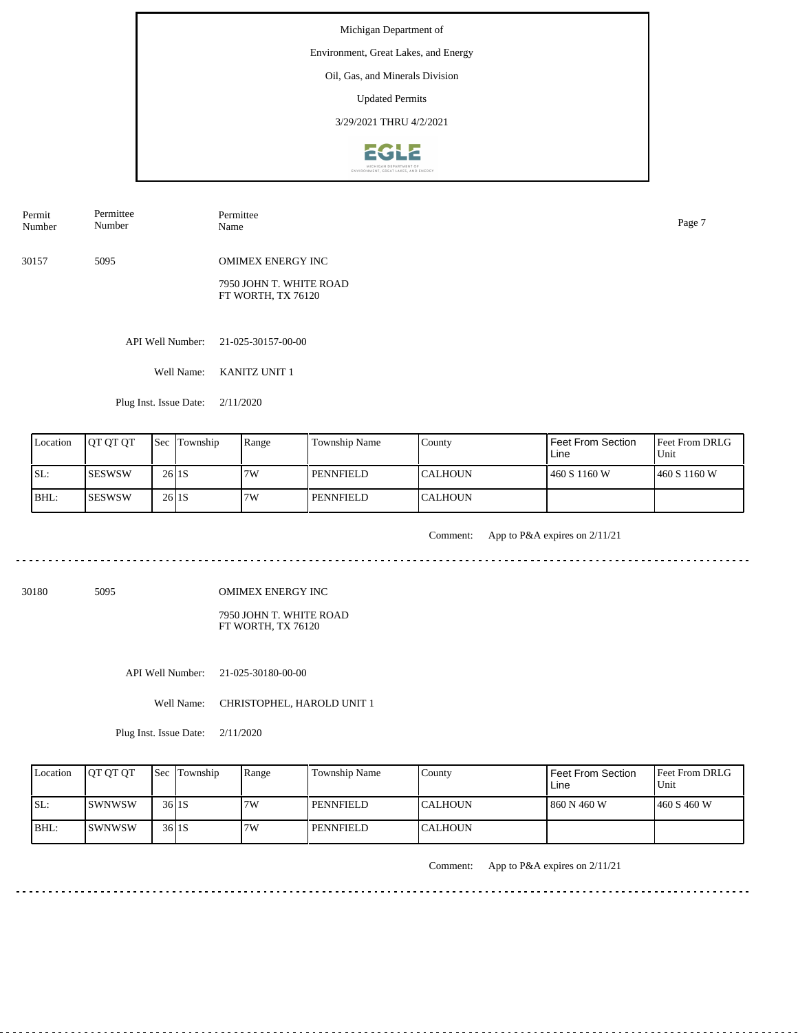Michigan Department of

Environment, Great Lakes, and Energy

Oil, Gas, and Minerals Division

Updated Permits

3/29/2021 THRU 4/2/2021

| Permit Number | Permittee Number | Permittee Name |
|---|---|---|
| 30157 | 5095 | OMIMEX ENERGY INC<br>7950 JOHN T. WHITE ROAD<br>FT WORTH, TX 76120 |

API Well Number: 21-025-30157-00-00

Well Name: KANITZ UNIT 1

Plug Inst. Issue Date: 2/11/2020

| Location | QT QT QT | Sec | Township | Range | Township Name | County | Feet From Section Line | Feet From DRLG Unit |
|---|---|---|---|---|---|---|---|---|
| SL: | SESWSW | 26 | 1S | 7W | PENNFIELD | CALHOUN | 460 S 1160 W | 460 S 1160 W |
| BHL: | SESWSW | 26 | 1S | 7W | PENNFIELD | CALHOUN | | |

Comment: App to P&A expires on 2/11/21

---

| Permit Number | Permittee Number | Permittee Name |
|---|---|---|
| 30180 | 5095 | OMIMEX ENERGY INC<br>7950 JOHN T. WHITE ROAD<br>FT WORTH, TX 76120 |

API Well Number: 21-025-30180-00-00

Well Name: CHRISTOPHEL, HAROLD UNIT 1

Plug Inst. Issue Date: 2/11/2020

| Location | QT QT QT | Sec | Township | Range | Township Name | County | Feet From Section Line | Feet From DRLG Unit |
|---|---|---|---|---|---|---|---|---|
| SL: | SWNWSW | 36 | 1S | 7W | PENNFIELD | CALHOUN | 860 N 460 W | 460 S 460 W |
| BHL: | SWNWSW | 36 | 1S | 7W | PENNFIELD | CALHOUN | | |

Comment: App to P&A expires on 2/11/21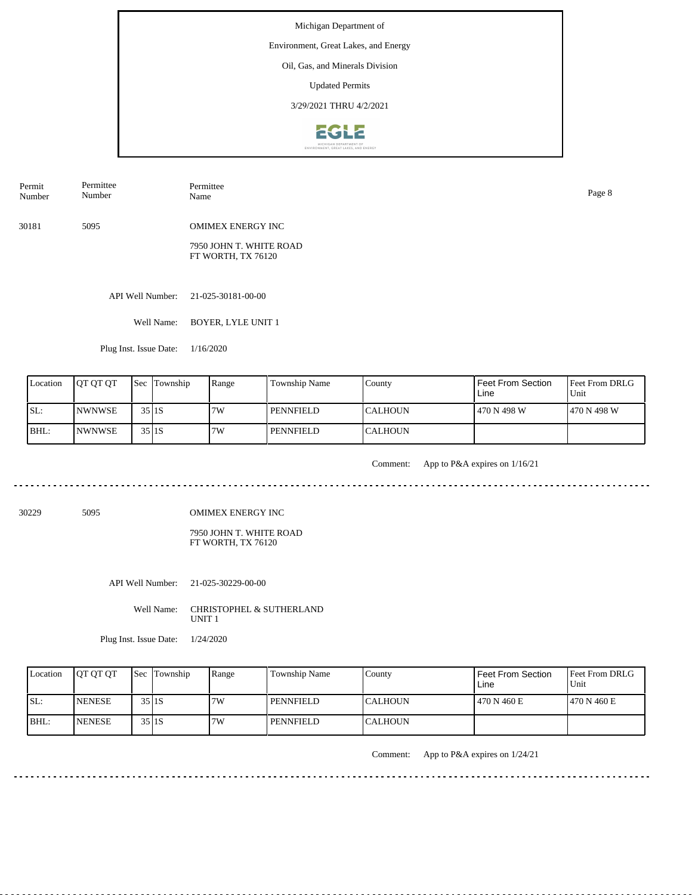Michigan Department of

Environment, Great Lakes, and Energy

Oil, Gas, and Minerals Division

Updated Permits

3/29/2021 THRU 4/2/2021

| Permit Number | Permittee Number | Permittee Name |
|---|---|---|
| 30181 | 5095 | OMIMEX ENERGY INC |

7950 JOHN T. WHITE ROAD
FT WORTH, TX 76120

API Well Number: 21-025-30181-00-00

Well Name: BOYER, LYLE UNIT 1

Plug Inst. Issue Date: 1/16/2020

| Location | QT QT QT | Sec | Township | Range | Township Name | County | Feet From Section Line | Feet From DRLG Unit |
|---|---|---|---|---|---|---|---|---|
| SL: | NWNWSE | 35 | 1S | 7W | PENNFIELD | CALHOUN | 470 N 498 W | 470 N 498 W |
| BHL: | NWNWSE | 35 | 1S | 7W | PENNFIELD | CALHOUN | | |

Comment: App to P&A expires on 1/16/21

---

| Permit Number | Permittee Number | Permittee Name |
|---|---|---|
| 30229 | 5095 | OMIMEX ENERGY INC |

7950 JOHN T. WHITE ROAD
FT WORTH, TX 76120

API Well Number: 21-025-30229-00-00

Well Name: CHRISTOPHEL & SUTHERLAND UNIT 1

Plug Inst. Issue Date: 1/24/2020

| Location | QT QT QT | Sec | Township | Range | Township Name | County | Feet From Section Line | Feet From DRLG Unit |
|---|---|---|---|---|---|---|---|---|
| SL: | NENESE | 35 | 1S | 7W | PENNFIELD | CALHOUN | 470 N 460 E | 470 N 460 E |
| BHL: | NENESE | 35 | 1S | 7W | PENNFIELD | CALHOUN | | |

Comment: App to P&A expires on 1/24/21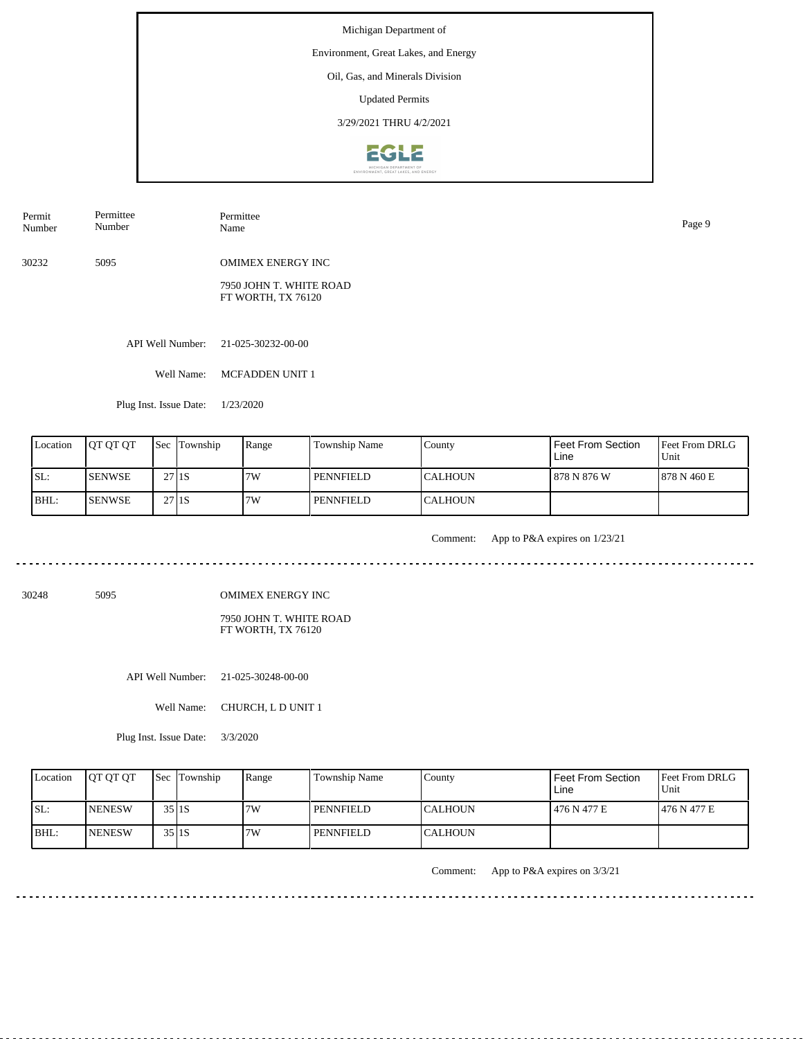Michigan Department of

Environment, Great Lakes, and Energy

Oil, Gas, and Minerals Division

Updated Permits

3/29/2021 THRU 4/2/2021

| Permit Number | Permittee Number | Permittee Name |
|---|---|---|

30232 5095 OMIMEX ENERGY INC

7950 JOHN T. WHITE ROAD
FT WORTH, TX 76120

API Well Number: 21-025-30232-00-00

Well Name: MCFADDEN UNIT 1

Plug Inst. Issue Date: 1/23/2020

| Location | QT QT QT | Sec | Township | Range | Township Name | County | Feet From Section Line | Feet From DRLG Unit |
|---|---|---|---|---|---|---|---|---|
| SL: | SENWSE | 27 | 1S | 7W | PENNFIELD | CALHOUN | 878 N 876 W | 878 N 460 E |
| BHL: | SENWSE | 27 | 1S | 7W | PENNFIELD | CALHOUN | | |

Comment: App to P&A expires on 1/23/21

---

30248 5095 OMIMEX ENERGY INC

7950 JOHN T. WHITE ROAD
FT WORTH, TX 76120

API Well Number: 21-025-30248-00-00

Well Name: CHURCH, L D UNIT 1

Plug Inst. Issue Date: 3/3/2020

| Location | QT QT QT | Sec | Township | Range | Township Name | County | Feet From Section Line | Feet From DRLG Unit |
|---|---|---|---|---|---|---|---|---|
| SL: | NENESW | 35 | 1S | 7W | PENNFIELD | CALHOUN | 476 N 477 E | 476 N 477 E |
| BHL: | NENESW | 35 | 1S | 7W | PENNFIELD | CALHOUN | | |

Comment: App to P&A expires on 3/3/21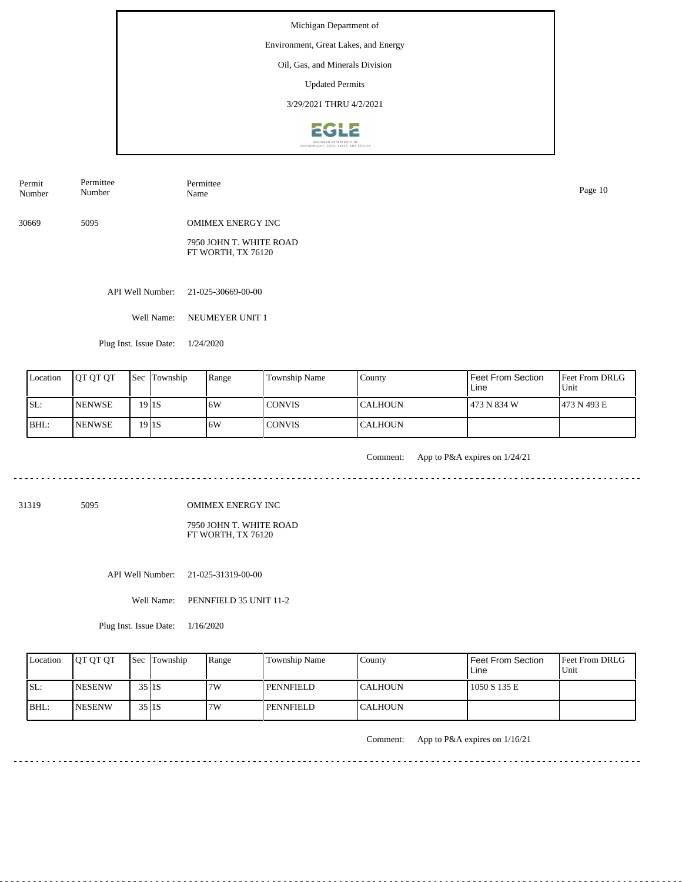Michigan Department of

Environment, Great Lakes, and Energy

Oil, Gas, and Minerals Division

Updated Permits

3/29/2021 THRU 4/2/2021

| Permit Number | Permittee Number | Permittee Name |
|---|---|---|
| 30669 | 5095 | OMIMEX ENERGY INC<br>7950 JOHN T. WHITE ROAD<br>FT WORTH, TX 76120 |

API Well Number: 21-025-30669-00-00

Well Name: NEUMEYER UNIT 1

Plug Inst. Issue Date: 1/24/2020

| Location | QT QT QT | Sec | Township | Range | Township Name | County | Feet From Section Line | Feet From DRLG Unit |
|---|---|---|---|---|---|---|---|---|
| SL: | NENWSE | 19 | 1S | 6W | CONVIS | CALHOUN | 473 N 834 W | 473 N 493 E |
| BHL: | NENWSE | 19 | 1S | 6W | CONVIS | CALHOUN | | |

Comment: App to P&A expires on 1/24/21

---

| Permit Number | Permittee Number | Permittee Name |
|---|---|---|
| 31319 | 5095 | OMIMEX ENERGY INC<br>7950 JOHN T. WHITE ROAD<br>FT WORTH, TX 76120 |

API Well Number: 21-025-31319-00-00

Well Name: PENNFIELD 35 UNIT 11-2

Plug Inst. Issue Date: 1/16/2020

| Location | QT QT QT | Sec | Township | Range | Township Name | County | Feet From Section Line | Feet From DRLG Unit |
|---|---|---|---|---|---|---|---|---|
| SL: | NESENW | 35 | 1S | 7W | PENNFIELD | CALHOUN | 1050 S 135 E | |
| BHL: | NESENW | 35 | 1S | 7W | PENNFIELD | CALHOUN | | |

Comment: App to P&A expires on 1/16/21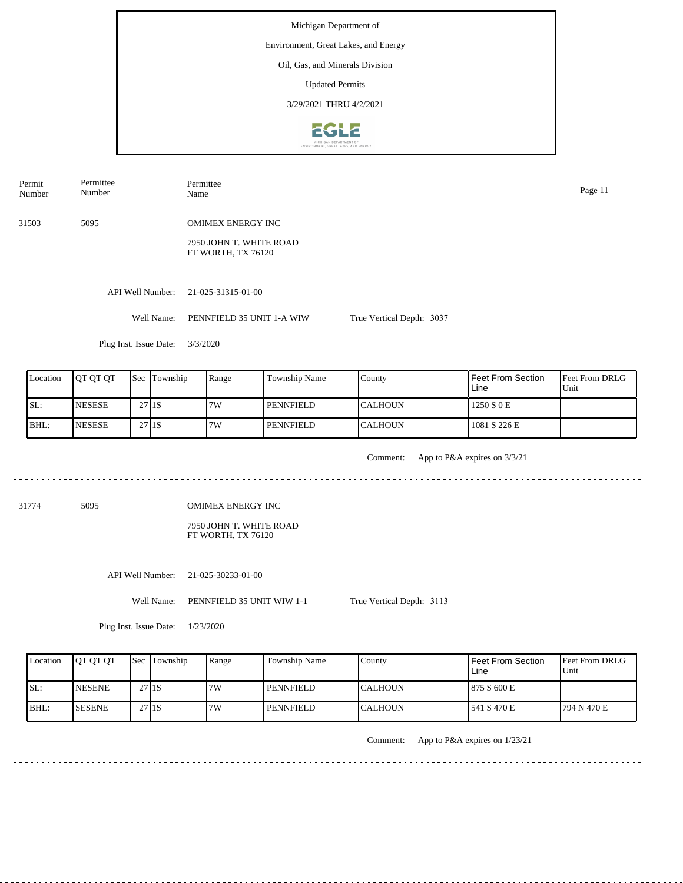Michigan Department of

Environment, Great Lakes, and Energy

Oil, Gas, and Minerals Division

Updated Permits

3/29/2021 THRU 4/2/2021

| Permit Number | Permittee Number | Permittee Name |
|---|---|---|
| 31503 | 5095 | OMIMEX ENERGY INC |

OMIMEX ENERGY INC

7950 JOHN T. WHITE ROAD
FT WORTH, TX 76120

API Well Number: 21-025-31315-01-00

Well Name: PENNFIELD 35 UNIT 1-A WIW

True Vertical Depth: 3037

Plug Inst. Issue Date: 3/3/2020

| Location | QT QT QT | Sec | Township | Range | Township Name | County | Feet From Section Line | Feet From DRLG Unit |
|---|---|---|---|---|---|---|---|---|
| SL: | NESESE | 27 | 1S | 7W | PENNFIELD | CALHOUN | 1250 S 0 E | |
| BHL: | NESESE | 27 | 1S | 7W | PENNFIELD | CALHOUN | 1081 S 226 E | |

Comment: App to P&A expires on 3/3/21

---

| Permit Number | Permittee Number | Permittee Name |
|---|---|---|
| 31774 | 5095 | OMIMEX ENERGY INC |

OMIMEX ENERGY INC

7950 JOHN T. WHITE ROAD
FT WORTH, TX 76120

API Well Number: 21-025-30233-01-00

Well Name: PENNFIELD 35 UNIT WIW 1-1

True Vertical Depth: 3113

Plug Inst. Issue Date: 1/23/2020

| Location | QT QT QT | Sec | Township | Range | Township Name | County | Feet From Section Line | Feet From DRLG Unit |
|---|---|---|---|---|---|---|---|---|
| SL: | NESENE | 27 | 1S | 7W | PENNFIELD | CALHOUN | 875 S 600 E | |
| BHL: | SESENE | 27 | 1S | 7W | PENNFIELD | CALHOUN | 541 S 470 E | 794 N 470 E |

Comment: App to P&A expires on 1/23/21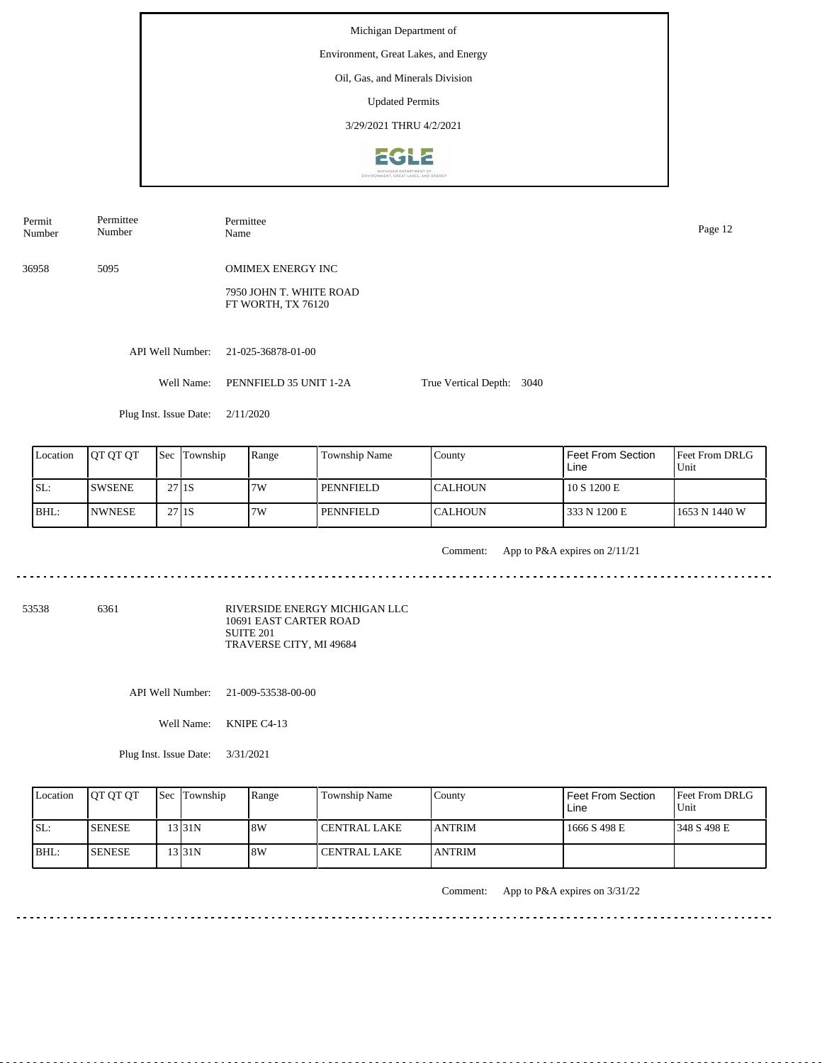Michigan Department of

Environment, Great Lakes, and Energy

Oil, Gas, and Minerals Division

Updated Permits

3/29/2021 THRU 4/2/2021

| Permit Number | Permittee Number | Permittee Name |
|---|---|---|
| 36958 | 5095 | OMIMEX ENERGY INC<br>7950 JOHN T. WHITE ROAD<br>FT WORTH, TX 76120 |

API Well Number: 21-025-36878-01-00

Well Name: PENNFIELD 35 UNIT 1-2A

True Vertical Depth: 3040

Plug Inst. Issue Date: 2/11/2020

| Location | QT QT QT | Sec | Township | Range | Township Name | County | Feet From Section Line | Feet From DRLG Unit |
|---|---|---|---|---|---|---|---|---|
| SL: | SWSENE | 27 | 1S | 7W | PENNFIELD | CALHOUN | 10 S 1200 E | |
| BHL: | NWNESE | 27 | 1S | 7W | PENNFIELD | CALHOUN | 333 N 1200 E | 1653 N 1440 W |

Comment: App to P&A expires on 2/11/21

---

| Permit Number | Permittee Number | Permittee Name |
|---|---|---|
| 53538 | 6361 | RIVERSIDE ENERGY MICHIGAN LLC<br>10691 EAST CARTER ROAD<br>SUITE 201<br>TRAVERSE CITY, MI 49684 |

API Well Number: 21-009-53538-00-00

Well Name: KNIPE C4-13

Plug Inst. Issue Date: 3/31/2021

| Location | QT QT QT | Sec | Township | Range | Township Name | County | Feet From Section Line | Feet From DRLG Unit |
|---|---|---|---|---|---|---|---|---|
| SL: | SENESE | 13 | 31N | 8W | CENTRAL LAKE | ANTRIM | 1666 S 498 E | 348 S 498 E |
| BHL: | SENESE | 13 | 31N | 8W | CENTRAL LAKE | ANTRIM | | |

Comment: App to P&A expires on 3/31/22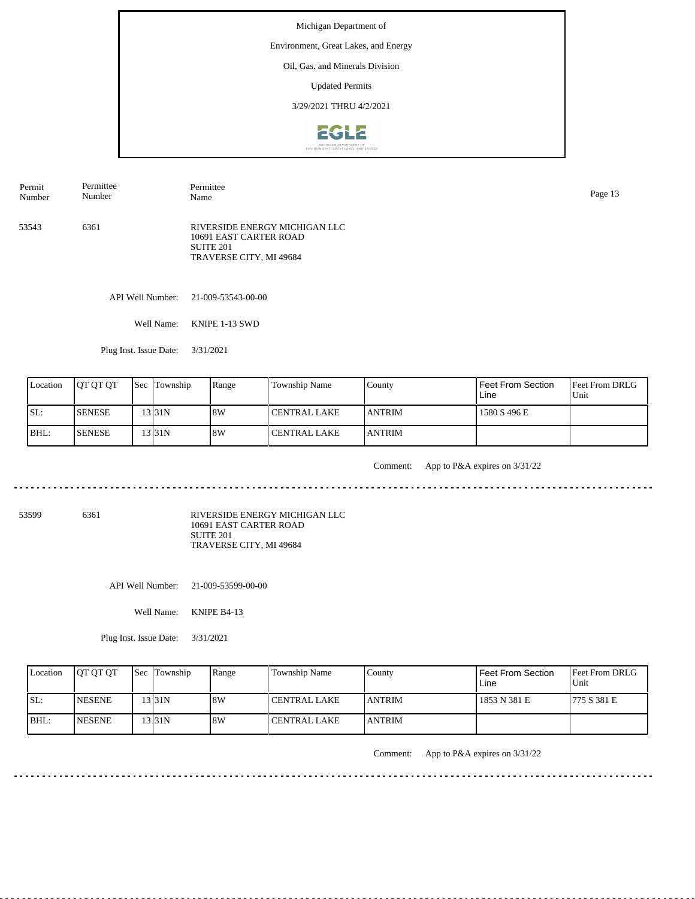Michigan Department of

Environment, Great Lakes, and Energy

Oil, Gas, and Minerals Division

Updated Permits

3/29/2021 THRU 4/2/2021

| Permit Number | Permittee Number | Permittee Name |
|---|---|---|
| 53543 | 6361 | RIVERSIDE ENERGY MICHIGAN LLC<br>10691 EAST CARTER ROAD<br>SUITE 201<br>TRAVERSE CITY, MI 49684 |

API Well Number: 21-009-53543-00-00

Well Name: KNIPE 1-13 SWD

Plug Inst. Issue Date: 3/31/2021

| Location | QT QT QT | Sec | Township | Range | Township Name | County | Feet From Section Line | Feet From DRLG Unit |
|---|---|---|---|---|---|---|---|---|
| SL: | SENESE | 13 | 31N | 8W | CENTRAL LAKE | ANTRIM | 1580 S 496 E | |
| BHL: | SENESE | 13 | 31N | 8W | CENTRAL LAKE | ANTRIM | | |

Comment: App to P&A expires on 3/31/22

---

| Permit Number | Permittee Number | Permittee Name |
|---|---|---|
| 53599 | 6361 | RIVERSIDE ENERGY MICHIGAN LLC<br>10691 EAST CARTER ROAD<br>SUITE 201<br>TRAVERSE CITY, MI 49684 |

API Well Number: 21-009-53599-00-00

Well Name: KNIPE B4-13

Plug Inst. Issue Date: 3/31/2021

| Location | QT QT QT | Sec | Township | Range | Township Name | County | Feet From Section Line | Feet From DRLG Unit |
|---|---|---|---|---|---|---|---|---|
| SL: | NESENE | 13 | 31N | 8W | CENTRAL LAKE | ANTRIM | 1853 N 381 E | 775 S 381 E |
| BHL: | NESENE | 13 | 31N | 8W | CENTRAL LAKE | ANTRIM | | |

Comment: App to P&A expires on 3/31/22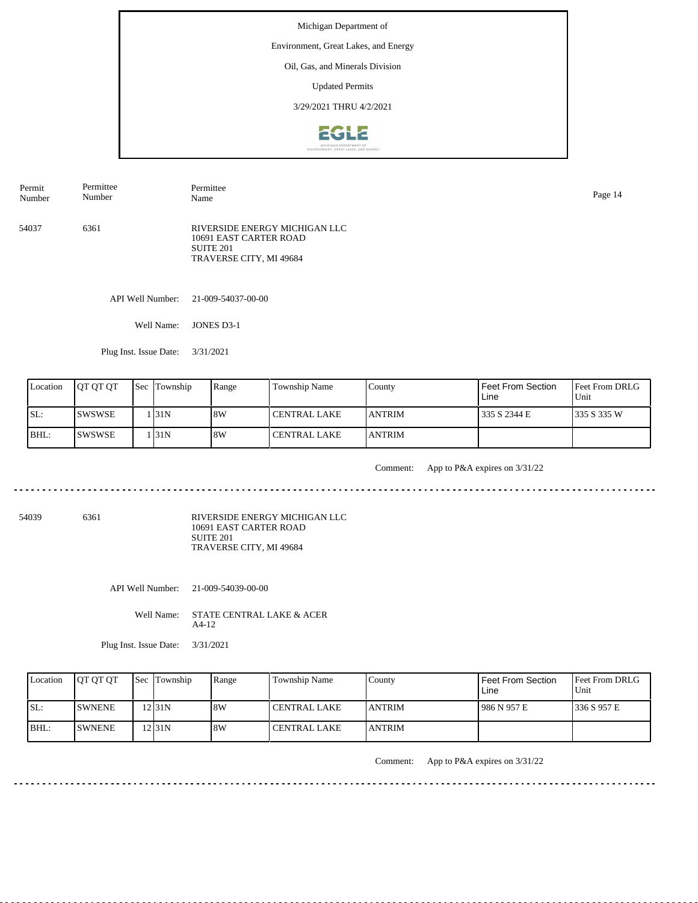Michigan Department of

Environment, Great Lakes, and Energy

Oil, Gas, and Minerals Division

Updated Permits

3/29/2021 THRU 4/2/2021

| Permit Number | Permittee Number | Permittee Name |
|---|---|---|
| 54037 | 6361 | RIVERSIDE ENERGY MICHIGAN LLC<br>10691 EAST CARTER ROAD<br>SUITE 201<br>TRAVERSE CITY, MI 49684 |

API Well Number: 21-009-54037-00-00

Well Name: JONES D3-1

Plug Inst. Issue Date: 3/31/2021

| Location | QT QT QT | Sec | Township | Range | Township Name | County | Feet From Section Line | Feet From DRLG Unit |
|---|---|---|---|---|---|---|---|---|
| SL: | SWSWSE | 1 | 31N | 8W | CENTRAL LAKE | ANTRIM | 335 S 2344 E | 335 S 335 W |
| BHL: | SWSWSE | 1 | 31N | 8W | CENTRAL LAKE | ANTRIM | | |

Comment: App to P&A expires on 3/31/22

---

| Permit Number | Permittee Number | Permittee Name |
|---|---|---|
| 54039 | 6361 | RIVERSIDE ENERGY MICHIGAN LLC<br>10691 EAST CARTER ROAD<br>SUITE 201<br>TRAVERSE CITY, MI 49684 |

API Well Number: 21-009-54039-00-00

Well Name: STATE CENTRAL LAKE & ACER A4-12

Plug Inst. Issue Date: 3/31/2021

| Location | QT QT QT | Sec | Township | Range | Township Name | County | Feet From Section Line | Feet From DRLG Unit |
|---|---|---|---|---|---|---|---|---|
| SL: | SWNENE | 12 | 31N | 8W | CENTRAL LAKE | ANTRIM | 986 N 957 E | 336 S 957 E |
| BHL: | SWNENE | 12 | 31N | 8W | CENTRAL LAKE | ANTRIM | | |

Comment: App to P&A expires on 3/31/22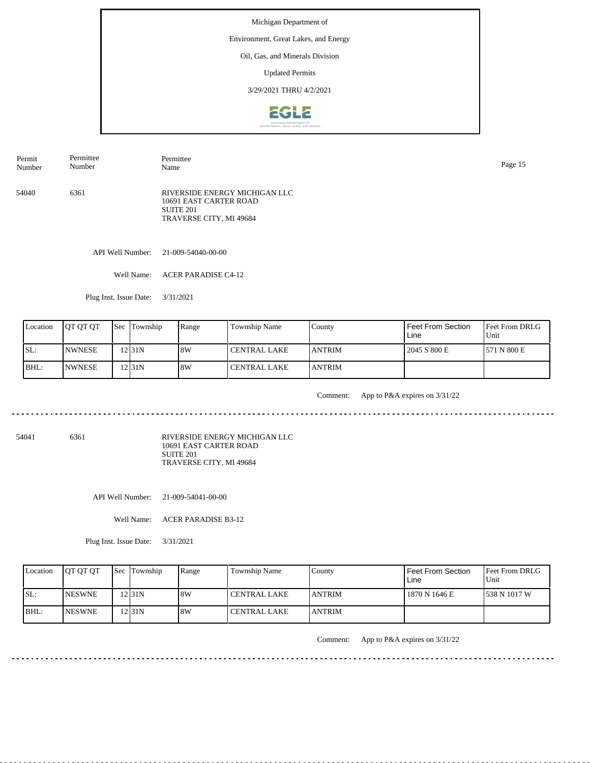Michigan Department of

Environment, Great Lakes, and Energy

Oil, Gas, and Minerals Division

Updated Permits

3/29/2021 THRU 4/2/2021

| Permit Number | Permittee Number | Permittee Name |
|---|---|---|
| 54040 | 6361 | RIVERSIDE ENERGY MICHIGAN LLC<br>10691 EAST CARTER ROAD<br>SUITE 201<br>TRAVERSE CITY, MI 49684 |

API Well Number: 21-009-54040-00-00

Well Name: ACER PARADISE C4-12

Plug Inst. Issue Date: 3/31/2021

| Location | QT QT QT | Sec | Township | Range | Township Name | County | Feet From Section Line | Feet From DRLG Unit |
|---|---|---|---|---|---|---|---|---|
| SL: | NWNESE | 12 | 31N | 8W | CENTRAL LAKE | ANTRIM | 2045 S 800 E | 571 N 800 E |
| BHL: | NWNESE | 12 | 31N | 8W | CENTRAL LAKE | ANTRIM | | |

Comment: App to P&A expires on 3/31/22

---

| Permit Number | Permittee Number | Permittee Name |
|---|---|---|
| 54041 | 6361 | RIVERSIDE ENERGY MICHIGAN LLC<br>10691 EAST CARTER ROAD<br>SUITE 201<br>TRAVERSE CITY, MI 49684 |

API Well Number: 21-009-54041-00-00

Well Name: ACER PARADISE B3-12

Plug Inst. Issue Date: 3/31/2021

| Location | QT QT QT | Sec | Township | Range | Township Name | County | Feet From Section Line | Feet From DRLG Unit |
|---|---|---|---|---|---|---|---|---|
| SL: | NESWNE | 12 | 31N | 8W | CENTRAL LAKE | ANTRIM | 1870 N 1646 E | 538 N 1017 W |
| BHL: | NESWNE | 12 | 31N | 8W | CENTRAL LAKE | ANTRIM | | |

Comment: App to P&A expires on 3/31/22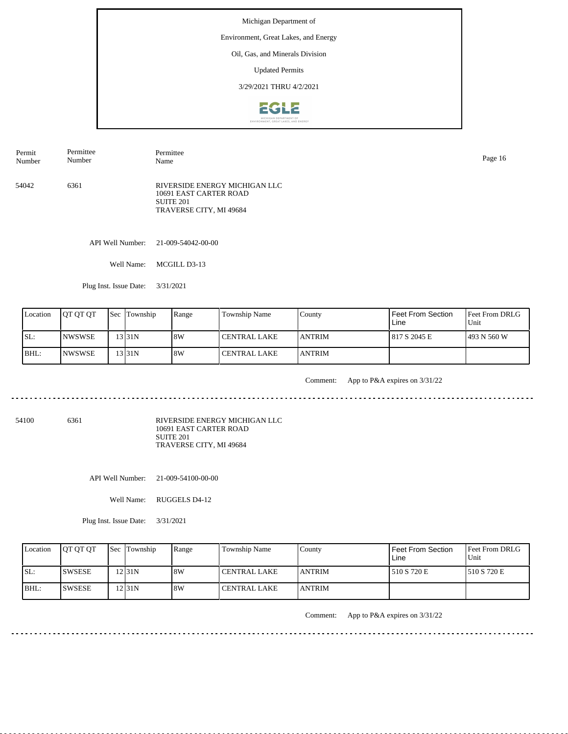Michigan Department of

Environment, Great Lakes, and Energy

Oil, Gas, and Minerals Division

Updated Permits

3/29/2021 THRU 4/2/2021

| Permit Number | Permittee Number | Permittee Name |
|---|---|---|
| 54042 | 6361 | RIVERSIDE ENERGY MICHIGAN LLC<br>10691 EAST CARTER ROAD<br>SUITE 201<br>TRAVERSE CITY, MI 49684 |

API Well Number: 21-009-54042-00-00

Well Name: MCGILL D3-13

Plug Inst. Issue Date: 3/31/2021

| Location | QT QT QT | Sec | Township | Range | Township Name | County | Feet From Section Line | Feet From DRLG Unit |
|---|---|---|---|---|---|---|---|---|
| SL: | NWSWSE | 13 | 31N | 8W | CENTRAL LAKE | ANTRIM | 817 S 2045 E | 493 N 560 W |
| BHL: | NWSWSE | 13 | 31N | 8W | CENTRAL LAKE | ANTRIM | | |

Comment: App to P&A expires on 3/31/22

---

| Permit Number | Permittee Number | Permittee Name |
|---|---|---|
| 54100 | 6361 | RIVERSIDE ENERGY MICHIGAN LLC<br>10691 EAST CARTER ROAD<br>SUITE 201<br>TRAVERSE CITY, MI 49684 |

API Well Number: 21-009-54100-00-00

Well Name: RUGGELS D4-12

Plug Inst. Issue Date: 3/31/2021

| Location | QT QT QT | Sec | Township | Range | Township Name | County | Feet From Section Line | Feet From DRLG Unit |
|---|---|---|---|---|---|---|---|---|
| SL: | SWSESE | 12 | 31N | 8W | CENTRAL LAKE | ANTRIM | 510 S 720 E | 510 S 720 E |
| BHL: | SWSESE | 12 | 31N | 8W | CENTRAL LAKE | ANTRIM | | |

Comment: App to P&A expires on 3/31/22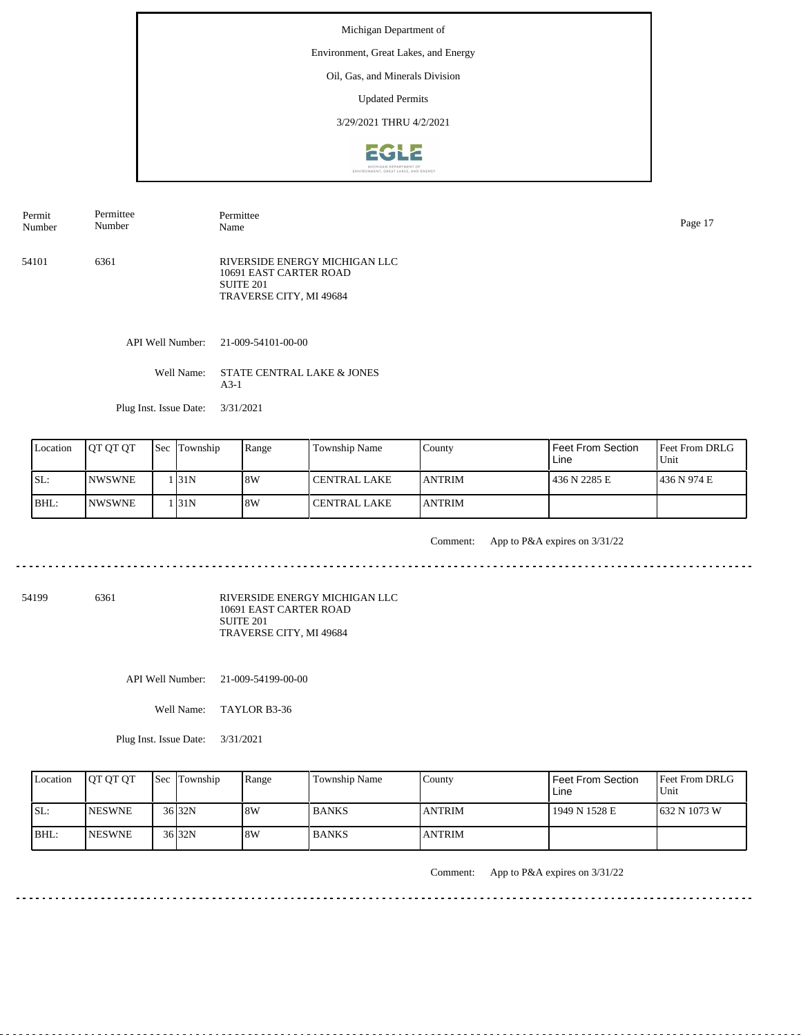Michigan Department of

Environment, Great Lakes, and Energy

Oil, Gas, and Minerals Division

Updated Permits

3/29/2021 THRU 4/2/2021

| Permit Number | Permittee Number | Permittee Name |
|---|---|---|
| 54101 | 6361 | RIVERSIDE ENERGY MICHIGAN LLC<br>10691 EAST CARTER ROAD<br>SUITE 201<br>TRAVERSE CITY, MI 49684 |

API Well Number: 21-009-54101-00-00

Well Name: STATE CENTRAL LAKE & JONES A3-1

Plug Inst. Issue Date: 3/31/2021

| Location | QT QT QT | Sec | Township | Range | Township Name | County | Feet From Section Line | Feet From DRLG Unit |
|---|---|---|---|---|---|---|---|---|
| SL: | NWSWNE | 1 | 31N | 8W | CENTRAL LAKE | ANTRIM | 436 N 2285 E | 436 N 974 E |
| BHL: | NWSWNE | 1 | 31N | 8W | CENTRAL LAKE | ANTRIM | | |

Comment: App to P&A expires on 3/31/22

---

| Permit Number | Permittee Number | Permittee Name |
|---|---|---|
| 54199 | 6361 | RIVERSIDE ENERGY MICHIGAN LLC<br>10691 EAST CARTER ROAD<br>SUITE 201<br>TRAVERSE CITY, MI 49684 |

API Well Number: 21-009-54199-00-00

Well Name: TAYLOR B3-36

Plug Inst. Issue Date: 3/31/2021

| Location | QT QT QT | Sec | Township | Range | Township Name | County | Feet From Section Line | Feet From DRLG Unit |
|---|---|---|---|---|---|---|---|---|
| SL: | NESWNE | 36 | 32N | 8W | BANKS | ANTRIM | 1949 N 1528 E | 632 N 1073 W |
| BHL: | NESWNE | 36 | 32N | 8W | BANKS | ANTRIM | | |

Comment: App to P&A expires on 3/31/22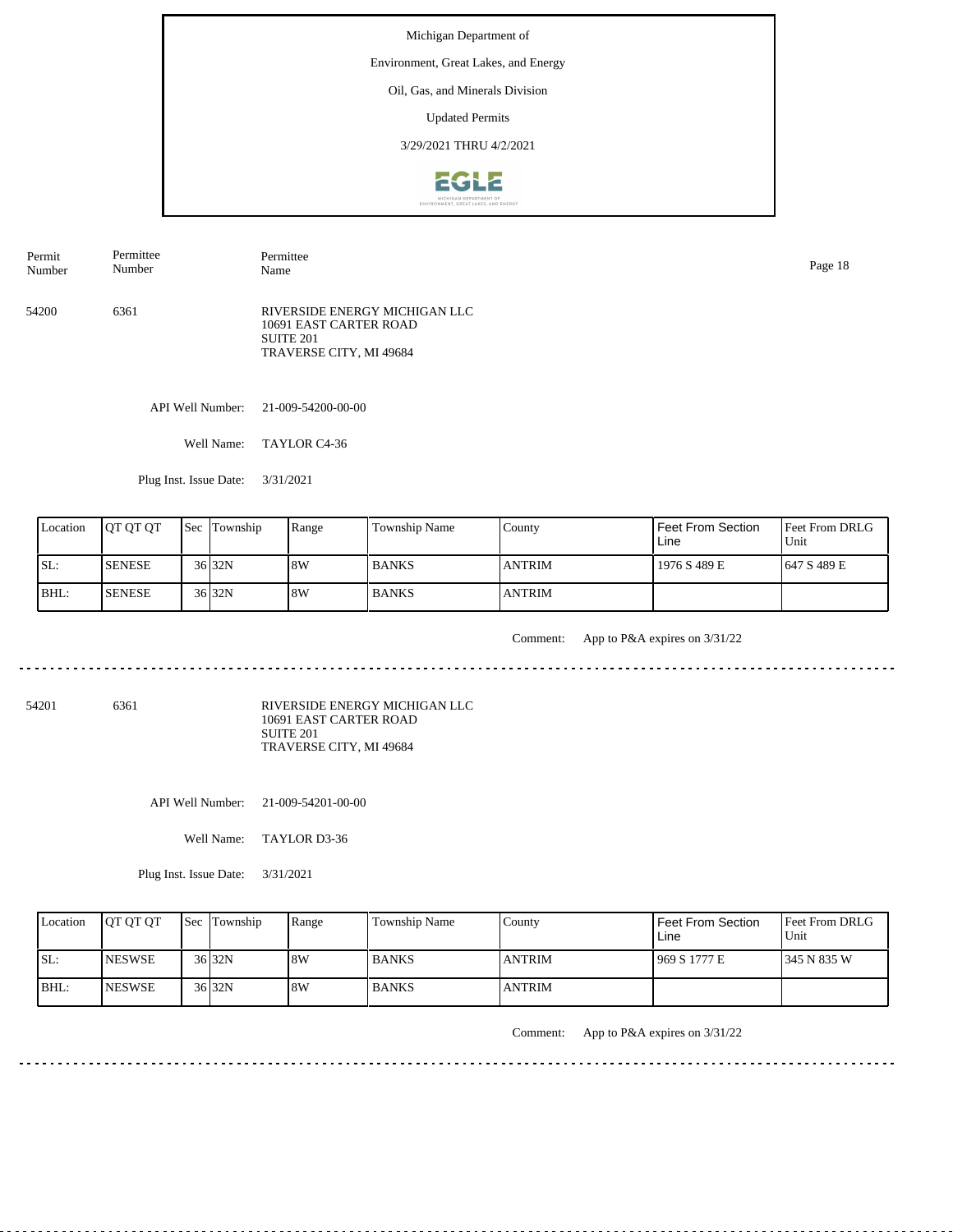Michigan Department of

Environment, Great Lakes, and Energy

Oil, Gas, and Minerals Division

Updated Permits

3/29/2021 THRU 4/2/2021

| Permit Number | Permittee Number | Permittee Name |
|---|---|---|
| 54200 | 6361 | RIVERSIDE ENERGY MICHIGAN LLC<br>10691 EAST CARTER ROAD<br>SUITE 201<br>TRAVERSE CITY, MI 49684 |

API Well Number: 21-009-54200-00-00

Well Name: TAYLOR C4-36

Plug Inst. Issue Date: 3/31/2021

| Location | QT QT QT | Sec | Township | Range | Township Name | County | Feet From Section Line | Feet From DRLG Unit |
|---|---|---|---|---|---|---|---|---|
| SL: | SENESE | 36 | 32N | 8W | BANKS | ANTRIM | 1976 S 489 E | 647 S 489 E |
| BHL: | SENESE | 36 | 32N | 8W | BANKS | ANTRIM | | |

Comment: App to P&A expires on 3/31/22

---

| Permit Number | Permittee Number | Permittee Name |
|---|---|---|
| 54201 | 6361 | RIVERSIDE ENERGY MICHIGAN LLC<br>10691 EAST CARTER ROAD<br>SUITE 201<br>TRAVERSE CITY, MI 49684 |

API Well Number: 21-009-54201-00-00

Well Name: TAYLOR D3-36

Plug Inst. Issue Date: 3/31/2021

| Location | QT QT QT | Sec | Township | Range | Township Name | County | Feet From Section Line | Feet From DRLG Unit |
|---|---|---|---|---|---|---|---|---|
| SL: | NESWSE | 36 | 32N | 8W | BANKS | ANTRIM | 969 S 1777 E | 345 N 835 W |
| BHL: | NESWSE | 36 | 32N | 8W | BANKS | ANTRIM | | |

Comment: App to P&A expires on 3/31/22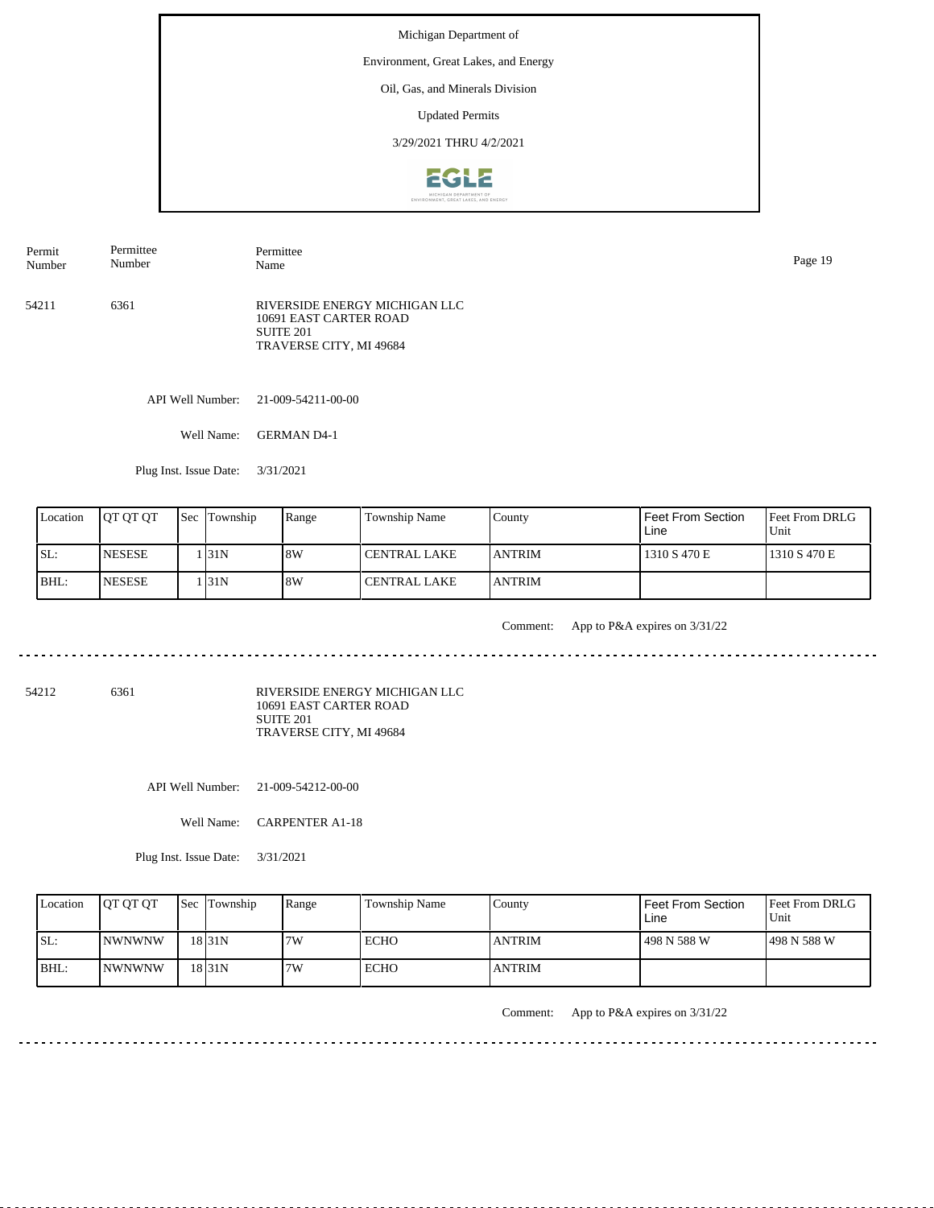Michigan Department of

Environment, Great Lakes, and Energy

Oil, Gas, and Minerals Division

Updated Permits

3/29/2021 THRU 4/2/2021

| Permit Number | Permittee Number | Permittee Name |
|---|---|---|
| 54211 | 6361 | RIVERSIDE ENERGY MICHIGAN LLC<br>10691 EAST CARTER ROAD<br>SUITE 201<br>TRAVERSE CITY, MI 49684 |

API Well Number: 21-009-54211-00-00

Well Name: GERMAN D4-1

Plug Inst. Issue Date: 3/31/2021

| Location | QT QT QT | Sec | Township | Range | Township Name | County | Feet From Section Line | Feet From DRLG Unit |
|---|---|---|---|---|---|---|---|---|
| SL: | NESESE | 1 | 31N | 8W | CENTRAL LAKE | ANTRIM | 1310 S 470 E | 1310 S 470 E |
| BHL: | NESESE | 1 | 31N | 8W | CENTRAL LAKE | ANTRIM | | |

Comment: App to P&A expires on 3/31/22

---

| Permit Number | Permittee Number | Permittee Name |
|---|---|---|
| 54212 | 6361 | RIVERSIDE ENERGY MICHIGAN LLC<br>10691 EAST CARTER ROAD<br>SUITE 201<br>TRAVERSE CITY, MI 49684 |

API Well Number: 21-009-54212-00-00

Well Name: CARPENTER A1-18

Plug Inst. Issue Date: 3/31/2021

| Location | QT QT QT | Sec | Township | Range | Township Name | County | Feet From Section Line | Feet From DRLG Unit |
|---|---|---|---|---|---|---|---|---|
| SL: | NWNWNW | 18 | 31N | 7W | ECHO | ANTRIM | 498 N 588 W | 498 N 588 W |
| BHL: | NWNWNW | 18 | 31N | 7W | ECHO | ANTRIM | | |

Comment: App to P&A expires on 3/31/22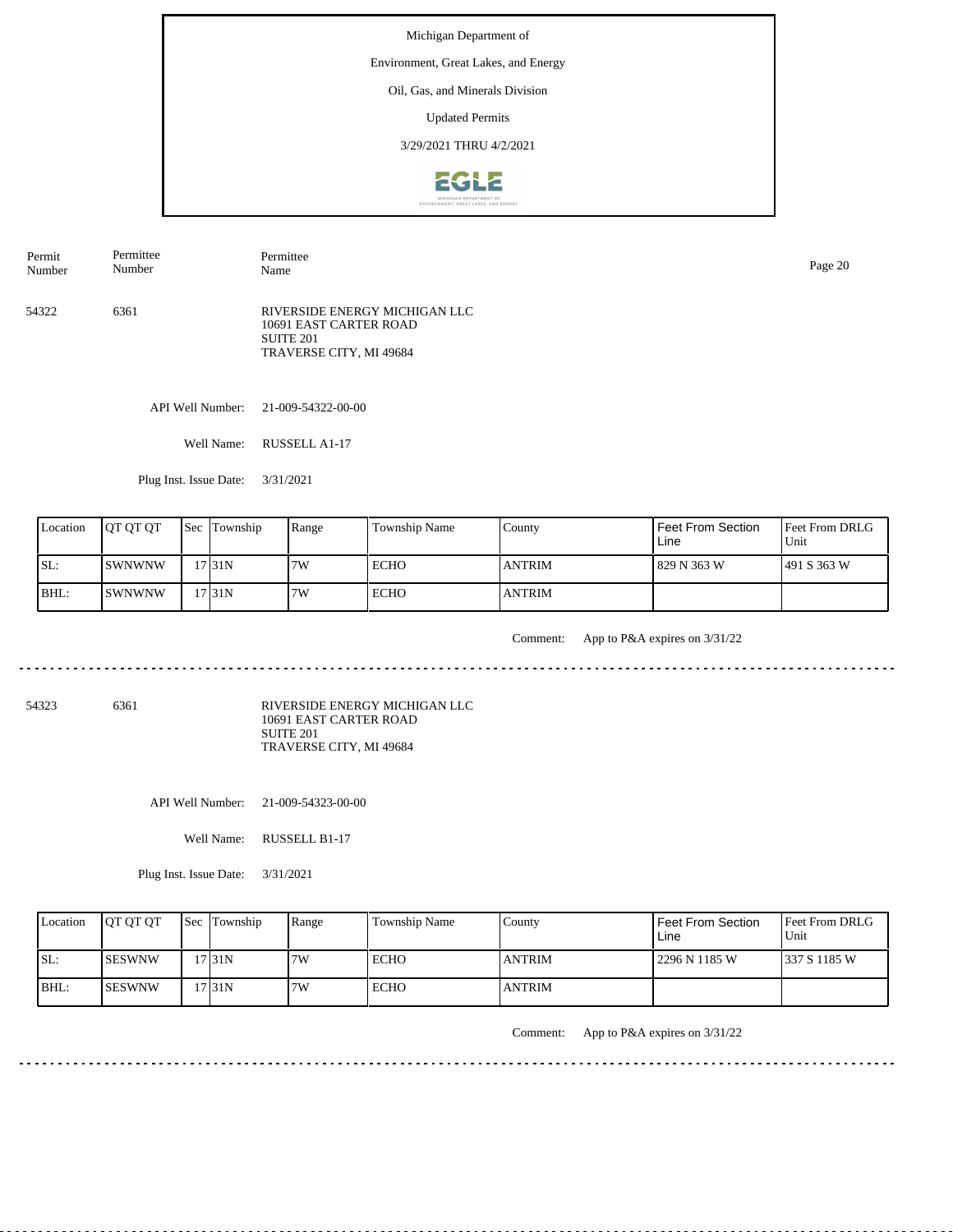Michigan Department of

Environment, Great Lakes, and Energy

Oil, Gas, and Minerals Division

Updated Permits

3/29/2021 THRU 4/2/2021

| Permit Number | Permittee Number | Permittee Name |
|---|---|---|
| 54322 | 6361 | RIVERSIDE ENERGY MICHIGAN LLC<br>10691 EAST CARTER ROAD<br>SUITE 201<br>TRAVERSE CITY, MI 49684 |

API Well Number: 21-009-54322-00-00

Well Name: RUSSELL A1-17

Plug Inst. Issue Date: 3/31/2021

| Location | QT QT QT | Sec | Township | Range | Township Name | County | Feet From Section Line | Feet From DRLG Unit |
|---|---|---|---|---|---|---|---|---|
| SL: | SWNWNW | 17 | 31N | 7W | ECHO | ANTRIM | 829 N 363 W | 491 S 363 W |
| BHL: | SWNWNW | 17 | 31N | 7W | ECHO | ANTRIM | | |

Comment: App to P&A expires on 3/31/22

---

| Permit Number | Permittee Number | Permittee Name |
|---|---|---|
| 54323 | 6361 | RIVERSIDE ENERGY MICHIGAN LLC<br>10691 EAST CARTER ROAD<br>SUITE 201<br>TRAVERSE CITY, MI 49684 |

API Well Number: 21-009-54323-00-00

Well Name: RUSSELL B1-17

Plug Inst. Issue Date: 3/31/2021

| Location | QT QT QT | Sec | Township | Range | Township Name | County | Feet From Section Line | Feet From DRLG Unit |
|---|---|---|---|---|---|---|---|---|
| SL: | SESWNW | 17 | 31N | 7W | ECHO | ANTRIM | 2296 N 1185 W | 337 S 1185 W |
| BHL: | SESWNW | 17 | 31N | 7W | ECHO | ANTRIM | | |

Comment: App to P&A expires on 3/31/22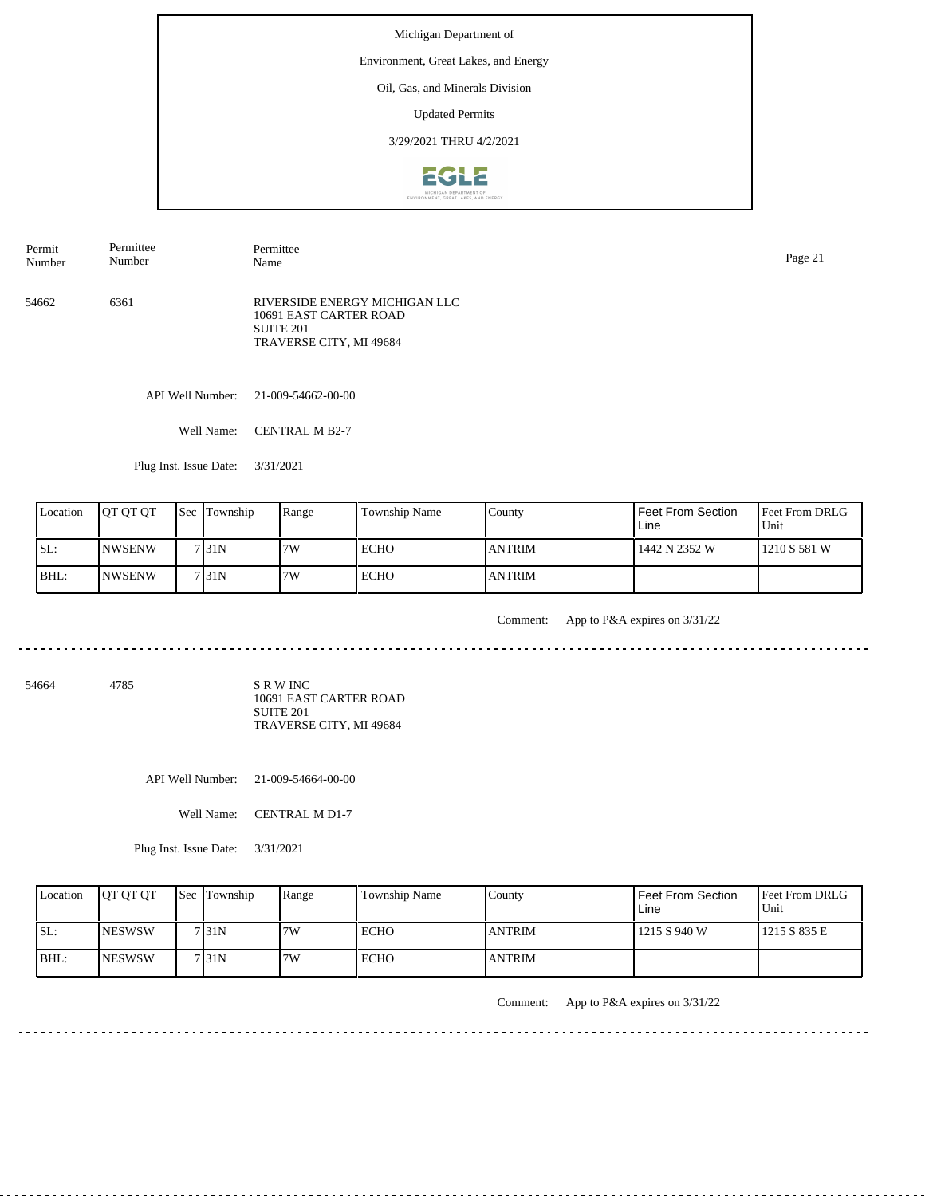Michigan Department of

Environment, Great Lakes, and Energy

Oil, Gas, and Minerals Division

Updated Permits

3/29/2021 THRU 4/2/2021

| Permit Number | Permittee Number | Permittee Name |
|---|---|---|
| 54662 | 6361 | RIVERSIDE ENERGY MICHIGAN LLC<br>10691 EAST CARTER ROAD<br>SUITE 201<br>TRAVERSE CITY, MI 49684 |

API Well Number: 21-009-54662-00-00

Well Name: CENTRAL M B2-7

Plug Inst. Issue Date: 3/31/2021

| Location | QT QT QT | Sec | Township | Range | Township Name | County | Feet From Section Line | Feet From DRLG Unit |
|---|---|---|---|---|---|---|---|---|
| SL: | NWSENW | 7 | 31N | 7W | ECHO | ANTRIM | 1442 N 2352 W | 1210 S 581 W |
| BHL: | NWSENW | 7 | 31N | 7W | ECHO | ANTRIM | | |

Comment: App to P&A expires on 3/31/22

---

| Permit Number | Permittee Number | Permittee Name |
|---|---|---|
| 54664 | 4785 | S R W INC<br>10691 EAST CARTER ROAD<br>SUITE 201<br>TRAVERSE CITY, MI 49684 |

API Well Number: 21-009-54664-00-00

Well Name: CENTRAL M D1-7

Plug Inst. Issue Date: 3/31/2021

| Location | QT QT QT | Sec | Township | Range | Township Name | County | Feet From Section Line | Feet From DRLG Unit |
|---|---|---|---|---|---|---|---|---|
| SL: | NESWSW | 7 | 31N | 7W | ECHO | ANTRIM | 1215 S 940 W | 1215 S 835 E |
| BHL: | NESWSW | 7 | 31N | 7W | ECHO | ANTRIM | | |

Comment: App to P&A expires on 3/31/22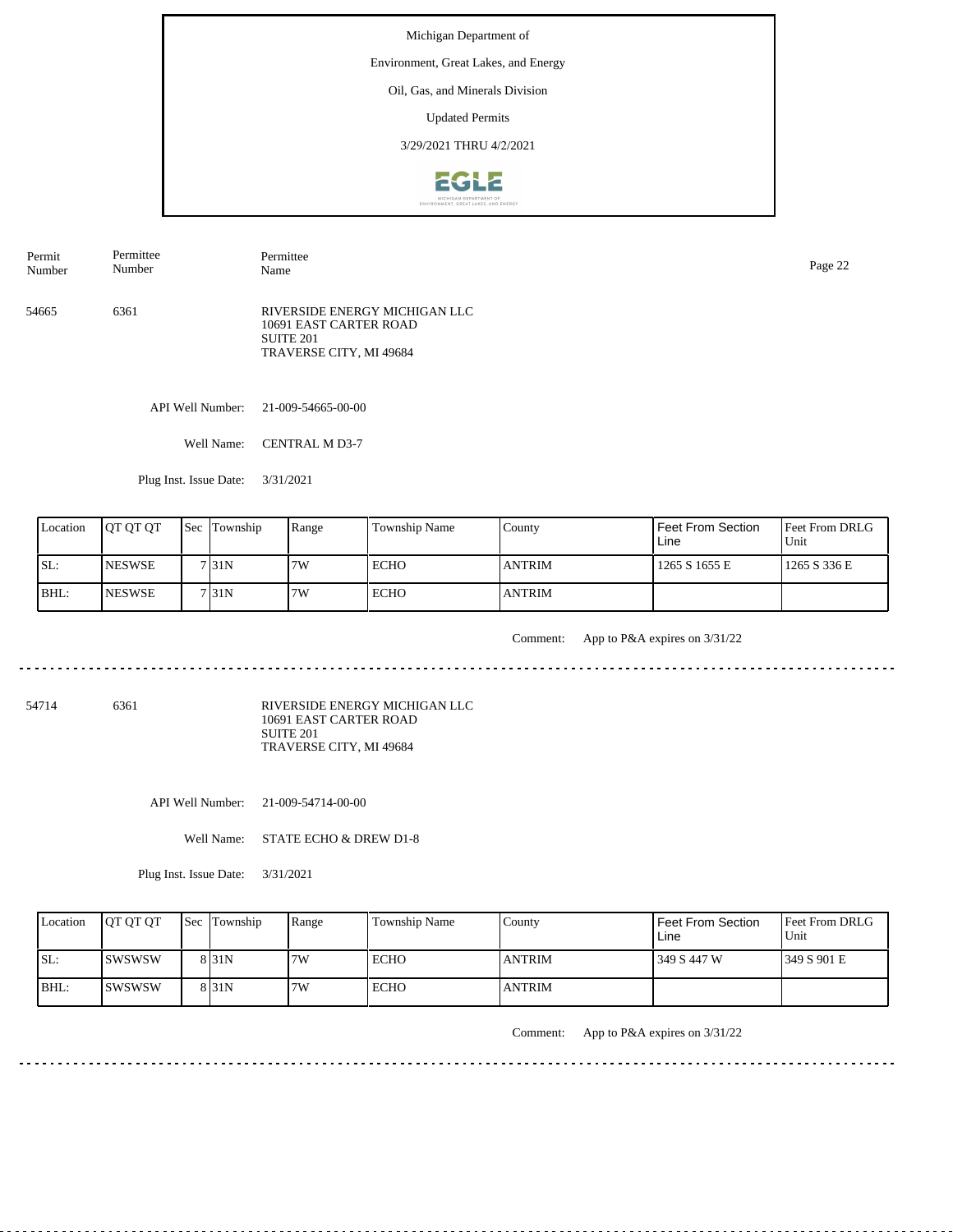Michigan Department of

Environment, Great Lakes, and Energy

Oil, Gas, and Minerals Division

Updated Permits

3/29/2021 THRU 4/2/2021

| Permit Number | Permittee Number | Permittee Name |
|---|---|---|

54665 &nbsp;&nbsp; 6361 &nbsp;&nbsp; RIVERSIDE ENERGY MICHIGAN LLC
10691 EAST CARTER ROAD
SUITE 201
TRAVERSE CITY, MI 49684

API Well Number: 21-009-54665-00-00

Well Name: CENTRAL M D3-7

Plug Inst. Issue Date: 3/31/2021

| Location | QT QT QT | Sec | Township | Range | Township Name | County | Feet From Section Line | Feet From DRLG Unit |
|---|---|---|---|---|---|---|---|---|
| SL: | NESWSE | 7 | 31N | 7W | ECHO | ANTRIM | 1265 S 1655 E | 1265 S 336 E |
| BHL: | NESWSE | 7 | 31N | 7W | ECHO | ANTRIM | | |

Comment: App to P&A expires on 3/31/22

---

54714 &nbsp;&nbsp; 6361 &nbsp;&nbsp; RIVERSIDE ENERGY MICHIGAN LLC
10691 EAST CARTER ROAD
SUITE 201
TRAVERSE CITY, MI 49684

API Well Number: 21-009-54714-00-00

Well Name: STATE ECHO & DREW D1-8

Plug Inst. Issue Date: 3/31/2021

| Location | QT QT QT | Sec | Township | Range | Township Name | County | Feet From Section Line | Feet From DRLG Unit |
|---|---|---|---|---|---|---|---|---|
| SL: | SWSWSW | 8 | 31N | 7W | ECHO | ANTRIM | 349 S 447 W | 349 S 901 E |
| BHL: | SWSWSW | 8 | 31N | 7W | ECHO | ANTRIM | | |

Comment: App to P&A expires on 3/31/22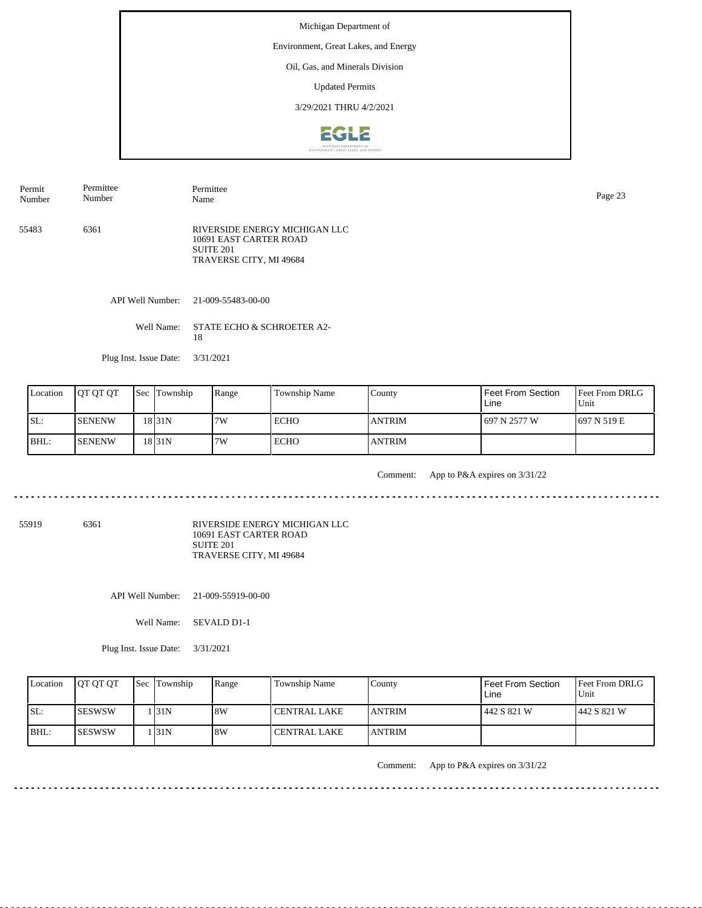Michigan Department of

Environment, Great Lakes, and Energy

Oil, Gas, and Minerals Division

Updated Permits

3/29/2021 THRU 4/2/2021

| Permit Number | Permittee Number | Permittee Name |
|---|---|---|
| 55483 | 6361 | RIVERSIDE ENERGY MICHIGAN LLC<br>10691 EAST CARTER ROAD<br>SUITE 201<br>TRAVERSE CITY, MI 49684 |

API Well Number: 21-009-55483-00-00

Well Name: STATE ECHO & SCHROETER A2-18

Plug Inst. Issue Date: 3/31/2021

| Location | QT QT QT | Sec | Township | Range | Township Name | County | Feet From Section Line | Feet From DRLG Unit |
|---|---|---|---|---|---|---|---|---|
| SL: | SENENW | 18 | 31N | 7W | ECHO | ANTRIM | 697 N 2577 W | 697 N 519 E |
| BHL: | SENENW | 18 | 31N | 7W | ECHO | ANTRIM | | |

Comment: App to P&A expires on 3/31/22

---

| Permit Number | Permittee Number | Permittee Name |
|---|---|---|
| 55919 | 6361 | RIVERSIDE ENERGY MICHIGAN LLC<br>10691 EAST CARTER ROAD<br>SUITE 201<br>TRAVERSE CITY, MI 49684 |

API Well Number: 21-009-55919-00-00

Well Name: SEVALD D1-1

Plug Inst. Issue Date: 3/31/2021

| Location | QT QT QT | Sec | Township | Range | Township Name | County | Feet From Section Line | Feet From DRLG Unit |
|---|---|---|---|---|---|---|---|---|
| SL: | SESWSW | 1 | 31N | 8W | CENTRAL LAKE | ANTRIM | 442 S 821 W | 442 S 821 W |
| BHL: | SESWSW | 1 | 31N | 8W | CENTRAL LAKE | ANTRIM | | |

Comment: App to P&A expires on 3/31/22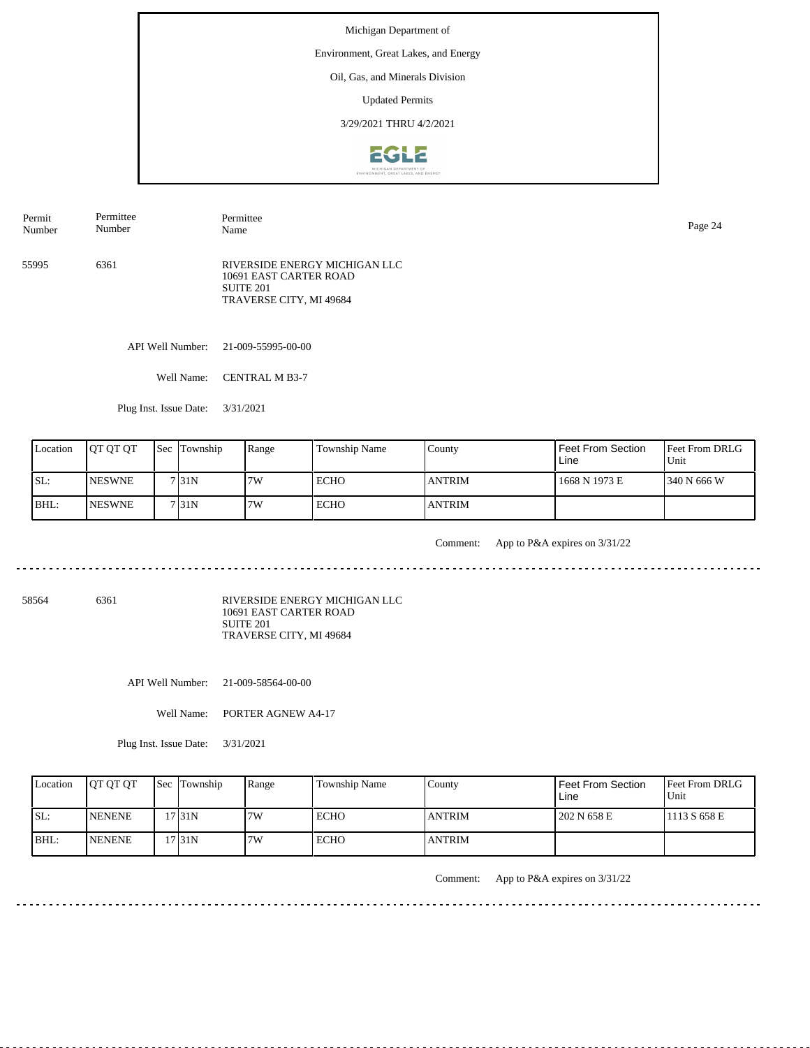Michigan Department of

Environment, Great Lakes, and Energy

Oil, Gas, and Minerals Division

Updated Permits

3/29/2021 THRU 4/2/2021

| Permit Number | Permittee Number | Permittee Name |
|---|---|---|
| 55995 | 6361 | RIVERSIDE ENERGY MICHIGAN LLC<br>10691 EAST CARTER ROAD<br>SUITE 201<br>TRAVERSE CITY, MI 49684 |

API Well Number: 21-009-55995-00-00

Well Name: CENTRAL M B3-7

Plug Inst. Issue Date: 3/31/2021

| Location | QT QT QT | Sec | Township | Range | Township Name | County | Feet From Section Line | Feet From DRLG Unit |
|---|---|---|---|---|---|---|---|---|
| SL: | NESWNE | 7 | 31N | 7W | ECHO | ANTRIM | 1668 N 1973 E | 340 N 666 W |
| BHL: | NESWNE | 7 | 31N | 7W | ECHO | ANTRIM | | |

Comment: App to P&A expires on 3/31/22

---

| Permit Number | Permittee Number | Permittee Name |
|---|---|---|
| 58564 | 6361 | RIVERSIDE ENERGY MICHIGAN LLC<br>10691 EAST CARTER ROAD<br>SUITE 201<br>TRAVERSE CITY, MI 49684 |

API Well Number: 21-009-58564-00-00

Well Name: PORTER AGNEW A4-17

Plug Inst. Issue Date: 3/31/2021

| Location | QT QT QT | Sec | Township | Range | Township Name | County | Feet From Section Line | Feet From DRLG Unit |
|---|---|---|---|---|---|---|---|---|
| SL: | NENENE | 17 | 31N | 7W | ECHO | ANTRIM | 202 N 658 E | 1113 S 658 E |
| BHL: | NENENE | 17 | 31N | 7W | ECHO | ANTRIM | | |

Comment: App to P&A expires on 3/31/22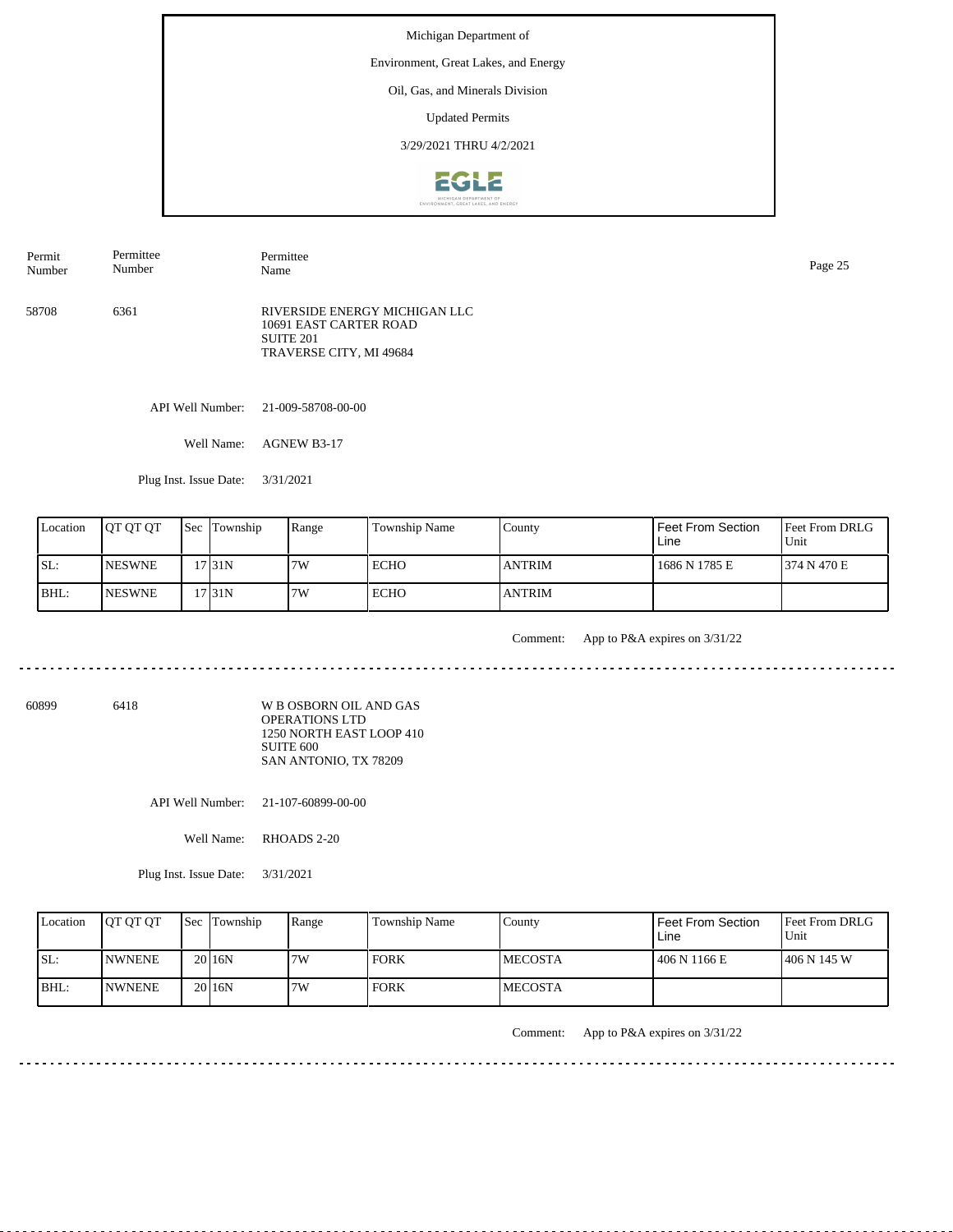Michigan Department of

Environment, Great Lakes, and Energy

Oil, Gas, and Minerals Division

Updated Permits

3/29/2021 THRU 4/2/2021

| Permit Number | Permittee Number | Permittee Name |
|---|---|---|
| 58708 | 6361 | RIVERSIDE ENERGY MICHIGAN LLC<br>10691 EAST CARTER ROAD<br>SUITE 201<br>TRAVERSE CITY, MI 49684 |

API Well Number: 21-009-58708-00-00

Well Name: AGNEW B3-17

Plug Inst. Issue Date: 3/31/2021

| Location | QT QT QT | Sec | Township | Range | Township Name | County | Feet From Section Line | Feet From DRLG Unit |
|---|---|---|---|---|---|---|---|---|
| SL: | NESWNE | 17 | 31N | 7W | ECHO | ANTRIM | 1686 N 1785 E | 374 N 470 E |
| BHL: | NESWNE | 17 | 31N | 7W | ECHO | ANTRIM | | |

Comment: App to P&A expires on 3/31/22

---

| Permit Number | Permittee Number | Permittee Name |
|---|---|---|
| 60899 | 6418 | W B OSBORN OIL AND GAS OPERATIONS LTD<br>1250 NORTH EAST LOOP 410<br>SUITE 600<br>SAN ANTONIO, TX 78209 |

API Well Number: 21-107-60899-00-00

Well Name: RHOADS 2-20

Plug Inst. Issue Date: 3/31/2021

| Location | QT QT QT | Sec | Township | Range | Township Name | County | Feet From Section Line | Feet From DRLG Unit |
|---|---|---|---|---|---|---|---|---|
| SL: | NWNENE | 20 | 16N | 7W | FORK | MECOSTA | 406 N 1166 E | 406 N 145 W |
| BHL: | NWNENE | 20 | 16N | 7W | FORK | MECOSTA | | |

Comment: App to P&A expires on 3/31/22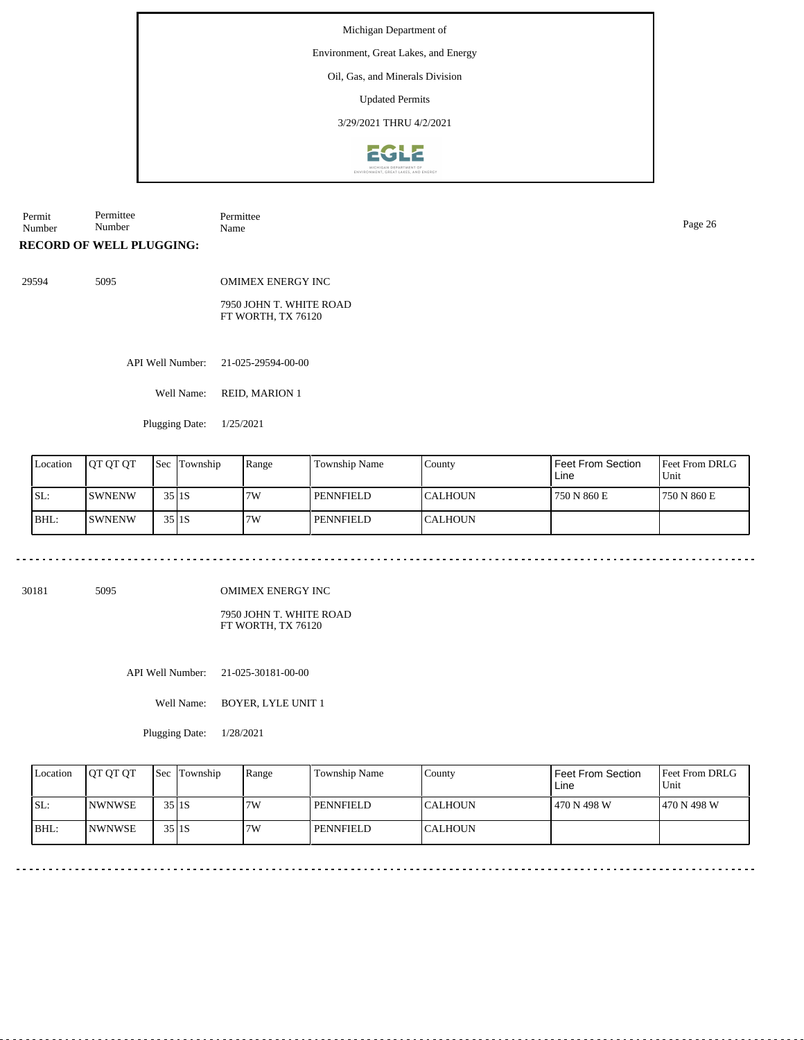Michigan Department of

Environment, Great Lakes, and Energy

Oil, Gas, and Minerals Division

Updated Permits

3/29/2021 THRU 4/2/2021

| Permit Number | Permittee Number | Permittee Name |
|---|---|---|

**RECORD OF WELL PLUGGING:**

29594 5095 OMIMEX ENERGY INC

7950 JOHN T. WHITE ROAD
FT WORTH, TX 76120

API Well Number: 21-025-29594-00-00

Well Name: REID, MARION 1

Plugging Date: 1/25/2021

| Location | QT QT QT | Sec | Township | Range | Township Name | County | Feet From Section Line | Feet From DRLG Unit |
|---|---|---|---|---|---|---|---|---|
| SL: | SWNENW | 35 | 1S | 7W | PENNFIELD | CALHOUN | 750 N 860 E | 750 N 860 E |
| BHL: | SWNENW | 35 | 1S | 7W | PENNFIELD | CALHOUN | | |

30181 5095 OMIMEX ENERGY INC

7950 JOHN T. WHITE ROAD
FT WORTH, TX 76120

API Well Number: 21-025-30181-00-00

Well Name: BOYER, LYLE UNIT 1

Plugging Date: 1/28/2021

| Location | QT QT QT | Sec | Township | Range | Township Name | County | Feet From Section Line | Feet From DRLG Unit |
|---|---|---|---|---|---|---|---|---|
| SL: | NWNWSE | 35 | 1S | 7W | PENNFIELD | CALHOUN | 470 N 498 W | 470 N 498 W |
| BHL: | NWNWSE | 35 | 1S | 7W | PENNFIELD | CALHOUN | | |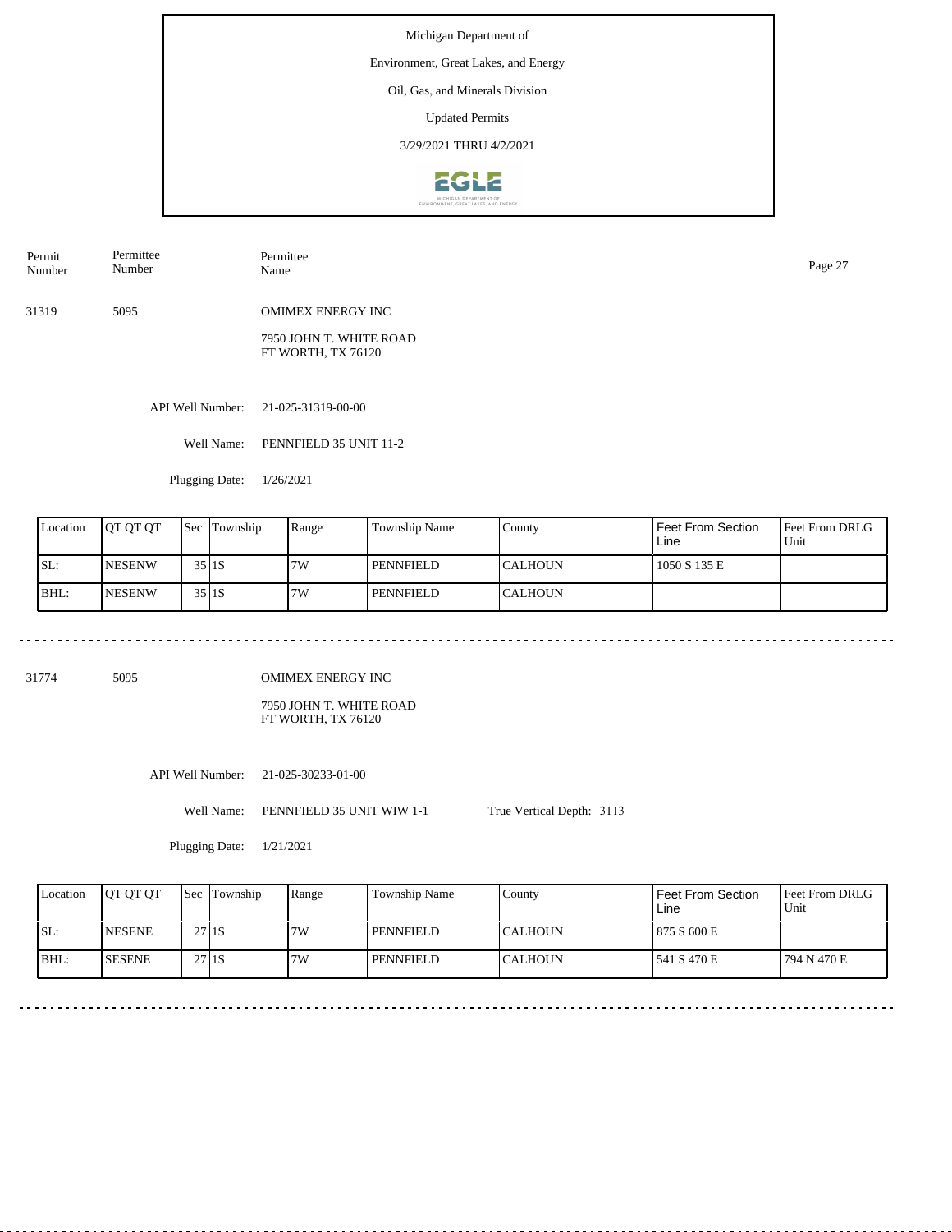Michigan Department of

Environment, Great Lakes, and Energy

Oil, Gas, and Minerals Division

Updated Permits

3/29/2021 THRU 4/2/2021

| Permit Number | Permittee Number | Permittee Name |
|---|---|---|
| 31319 | 5095 | OMIMEX ENERGY INC |

7950 JOHN T. WHITE ROAD
FT WORTH, TX 76120

API Well Number: 21-025-31319-00-00

Well Name: PENNFIELD 35 UNIT 11-2

Plugging Date: 1/26/2021

| Location | QT QT QT | Sec | Township | Range | Township Name | County | Feet From Section Line | Feet From DRLG Unit |
|---|---|---|---|---|---|---|---|---|
| SL: | NESENW | 35 | 1S | 7W | PENNFIELD | CALHOUN | 1050 S 135 E | |
| BHL: | NESENW | 35 | 1S | 7W | PENNFIELD | CALHOUN | | |

---

| Permit Number | Permittee Number | Permittee Name |
|---|---|---|
| 31774 | 5095 | OMIMEX ENERGY INC |

7950 JOHN T. WHITE ROAD
FT WORTH, TX 76120

API Well Number: 21-025-30233-01-00

Well Name: PENNFIELD 35 UNIT WIW 1-1 True Vertical Depth: 3113

Plugging Date: 1/21/2021

| Location | QT QT QT | Sec | Township | Range | Township Name | County | Feet From Section Line | Feet From DRLG Unit |
|---|---|---|---|---|---|---|---|---|
| SL: | NESENE | 27 | 1S | 7W | PENNFIELD | CALHOUN | 875 S 600 E | |
| BHL: | SESENE | 27 | 1S | 7W | PENNFIELD | CALHOUN | 541 S 470 E | 794 N 470 E |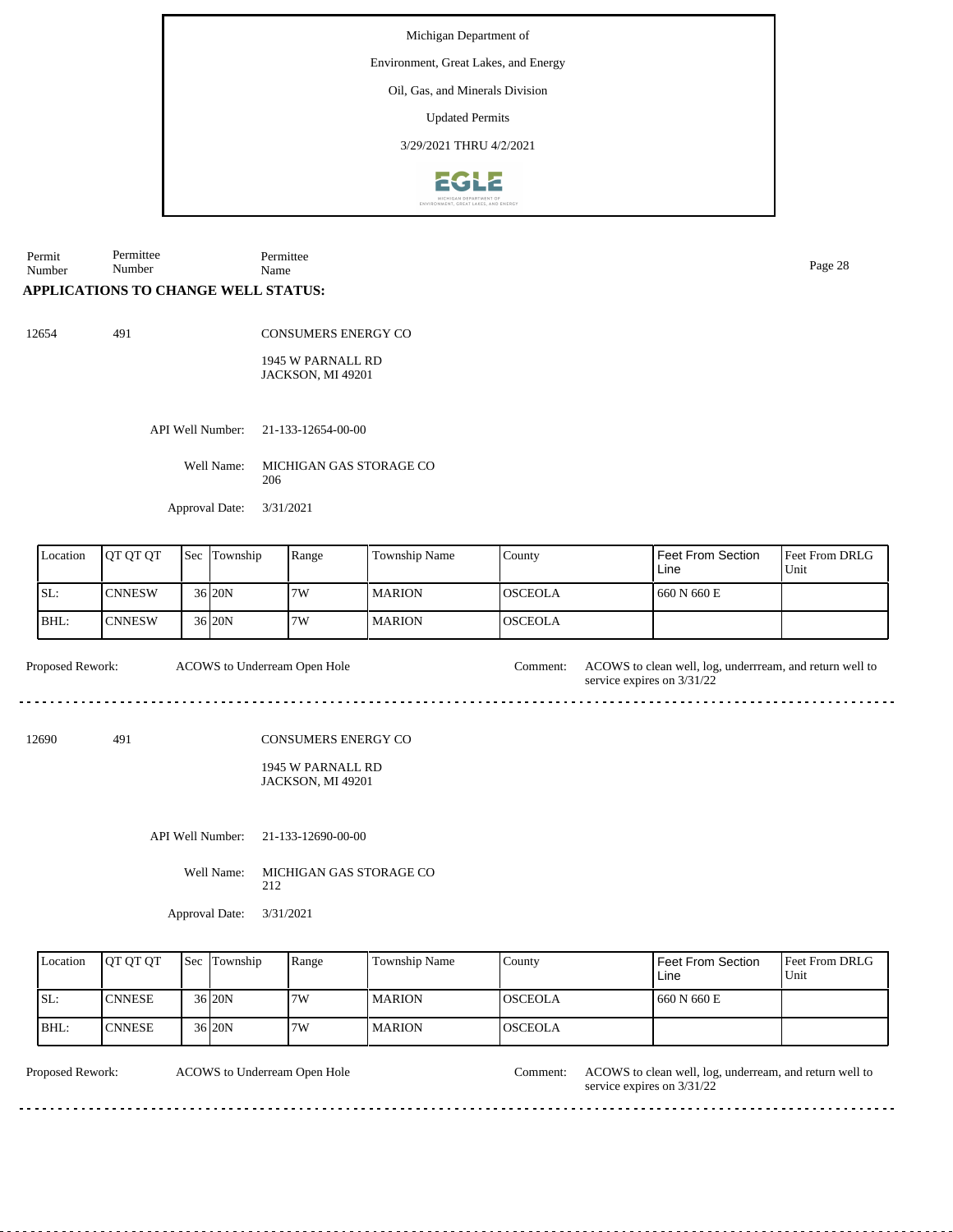Michigan Department of

Environment, Great Lakes, and Energy

Oil, Gas, and Minerals Division

Updated Permits

3/29/2021 THRU 4/2/2021

| Permit Number | Permittee Number | Permittee Name |
|---|---|---|

## APPLICATIONS TO CHANGE WELL STATUS:

12654 491 CONSUMERS ENERGY CO

1945 W PARNALL RD
JACKSON, MI 49201

API Well Number: 21-133-12654-00-00

Well Name: MICHIGAN GAS STORAGE CO 206

Approval Date: 3/31/2021

| Location | QT QT QT | Sec | Township | Range | Township Name | County | Feet From Section Line | Feet From DRLG Unit |
|---|---|---|---|---|---|---|---|---|
| SL: | CNNESW | 36 | 20N | 7W | MARION | OSCEOLA | 660 N 660 E | |
| BHL: | CNNESW | 36 | 20N | 7W | MARION | OSCEOLA | | |

Proposed Rework: ACOWS to Underream Open Hole

Comment: ACOWS to clean well, log, underrream, and return well to service expires on 3/31/22

---

12690 491 CONSUMERS ENERGY CO

1945 W PARNALL RD
JACKSON, MI 49201

API Well Number: 21-133-12690-00-00

Well Name: MICHIGAN GAS STORAGE CO 212

Approval Date: 3/31/2021

| Location | QT QT QT | Sec | Township | Range | Township Name | County | Feet From Section Line | Feet From DRLG Unit |
|---|---|---|---|---|---|---|---|---|
| SL: | CNNESE | 36 | 20N | 7W | MARION | OSCEOLA | 660 N 660 E | |
| BHL: | CNNESE | 36 | 20N | 7W | MARION | OSCEOLA | | |

Proposed Rework: ACOWS to Underream Open Hole

Comment: ACOWS to clean well, log, underream, and return well to service expires on 3/31/22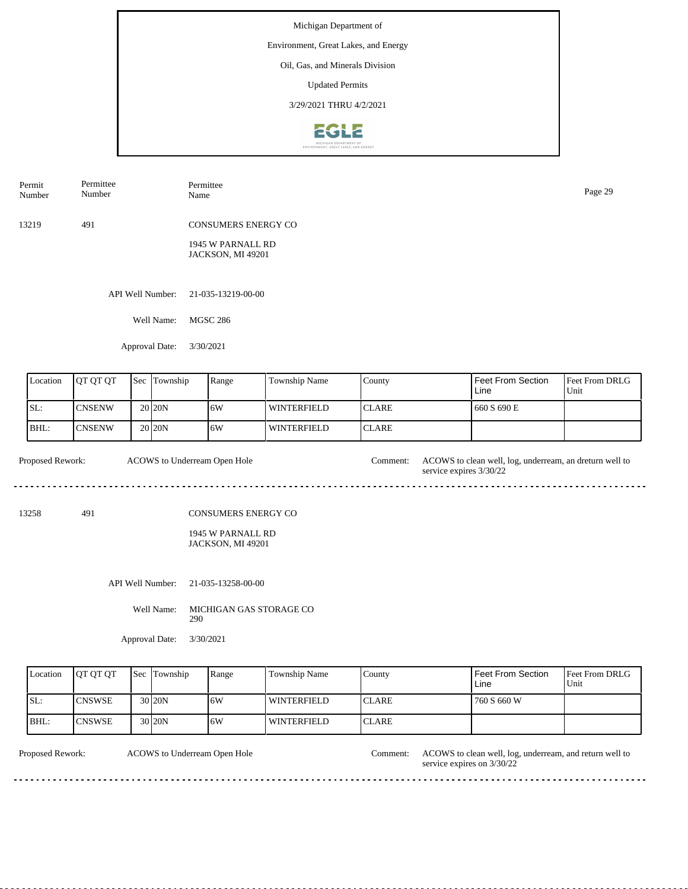Michigan Department of

Environment, Great Lakes, and Energy

Oil, Gas, and Minerals Division

Updated Permits

3/29/2021 THRU 4/2/2021

| Permit Number | Permittee Number | Permittee Name |
|---|---|---|
| 13219 | 491 | CONSUMERS ENERGY CO<br>1945 W PARNALL RD<br>JACKSON, MI 49201 |

API Well Number: 21-035-13219-00-00

Well Name: MGSC 286

Approval Date: 3/30/2021

| Location | QT QT QT | Sec | Township | Range | Township Name | County | Feet From Section Line | Feet From DRLG Unit |
|---|---|---|---|---|---|---|---|---|
| SL: | CNSENW | 20 | 20N | 6W | WINTERFIELD | CLARE | 660 S 690 E | |
| BHL: | CNSENW | 20 | 20N | 6W | WINTERFIELD | CLARE | | |

Proposed Rework: ACOWS to Underream Open Hole

Comment: ACOWS to clean well, log, underream, an dreturn well to service expires 3/30/22

---

| Permit Number | Permittee Number | Permittee Name |
|---|---|---|
| 13258 | 491 | CONSUMERS ENERGY CO<br>1945 W PARNALL RD<br>JACKSON, MI 49201 |

API Well Number: 21-035-13258-00-00

Well Name: MICHIGAN GAS STORAGE CO 290

Approval Date: 3/30/2021

| Location | QT QT QT | Sec | Township | Range | Township Name | County | Feet From Section Line | Feet From DRLG Unit |
|---|---|---|---|---|---|---|---|---|
| SL: | CNSWSE | 30 | 20N | 6W | WINTERFIELD | CLARE | 760 S 660 W | |
| BHL: | CNSWSE | 30 | 20N | 6W | WINTERFIELD | CLARE | | |

Proposed Rework: ACOWS to Underream Open Hole

Comment: ACOWS to clean well, log, underream, and return well to service expires on 3/30/22

---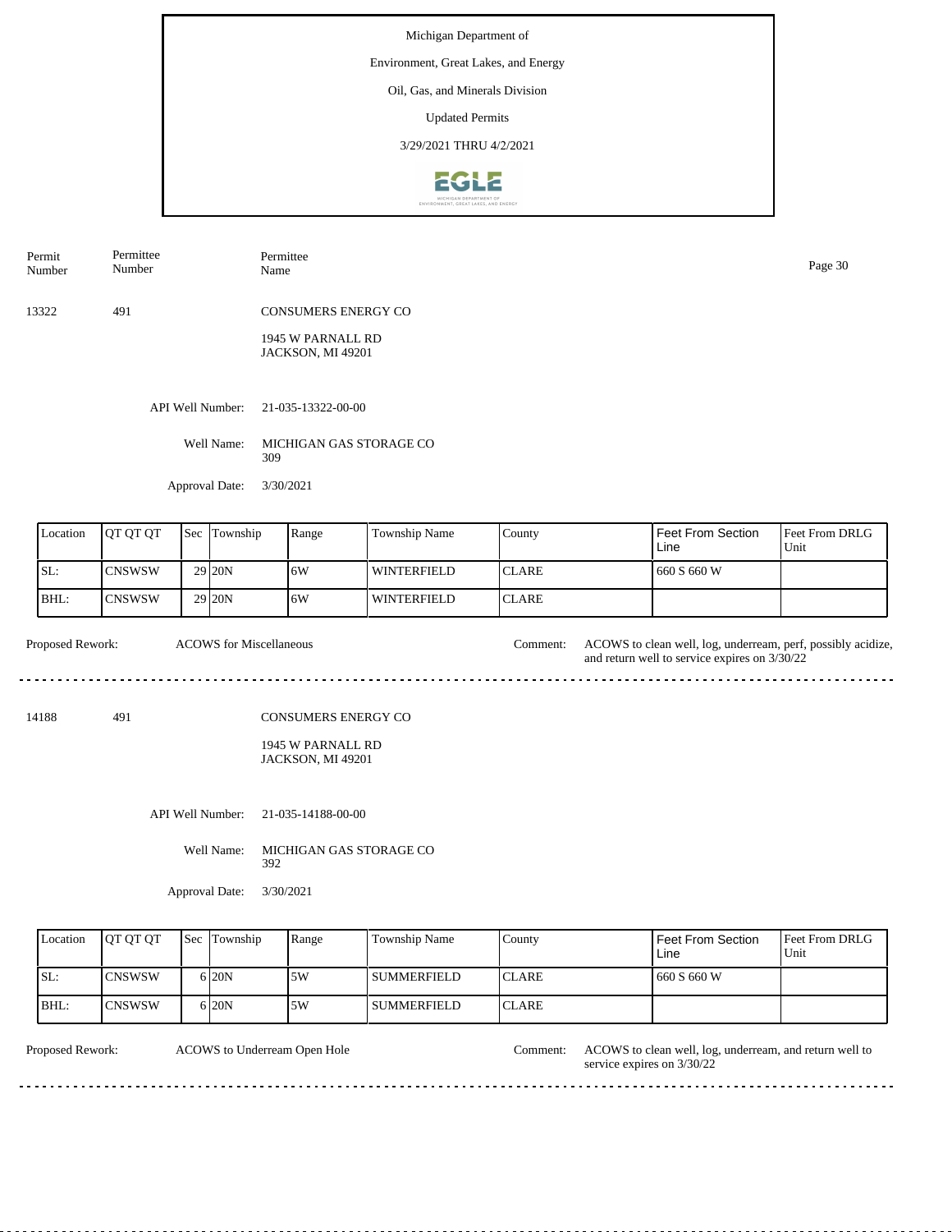Michigan Department of

Environment, Great Lakes, and Energy

Oil, Gas, and Minerals Division

Updated Permits

3/29/2021 THRU 4/2/2021

| Permit Number | Permittee Number | Permittee Name |
|---|---|---|
| 13322 | 491 | CONSUMERS ENERGY CO<br>1945 W PARNALL RD<br>JACKSON, MI 49201 |

API Well Number: 21-035-13322-00-00

Well Name: MICHIGAN GAS STORAGE CO 309

Approval Date: 3/30/2021

| Location | QT QT QT | Sec | Township | Range | Township Name | County | Feet From Section Line | Feet From DRLG Unit |
|---|---|---|---|---|---|---|---|---|
| SL: | CNSWSW | 29 | 20N | 6W | WINTERFIELD | CLARE | 660 S 660 W | |
| BHL: | CNSWSW | 29 | 20N | 6W | WINTERFIELD | CLARE | | |

Proposed Rework: ACOWS for Miscellaneous

Comment: ACOWS to clean well, log, underream, perf, possibly acidize, and return well to service expires on 3/30/22

---

| Permit Number | Permittee Number | Permittee Name |
|---|---|---|
| 14188 | 491 | CONSUMERS ENERGY CO<br>1945 W PARNALL RD<br>JACKSON, MI 49201 |

API Well Number: 21-035-14188-00-00

Well Name: MICHIGAN GAS STORAGE CO 392

Approval Date: 3/30/2021

| Location | QT QT QT | Sec | Township | Range | Township Name | County | Feet From Section Line | Feet From DRLG Unit |
|---|---|---|---|---|---|---|---|---|
| SL: | CNSWSW | 6 | 20N | 5W | SUMMERFIELD | CLARE | 660 S 660 W | |
| BHL: | CNSWSW | 6 | 20N | 5W | SUMMERFIELD | CLARE | | |

Proposed Rework: ACOWS to Underream Open Hole

Comment: ACOWS to clean well, log, underream, and return well to service expires on 3/30/22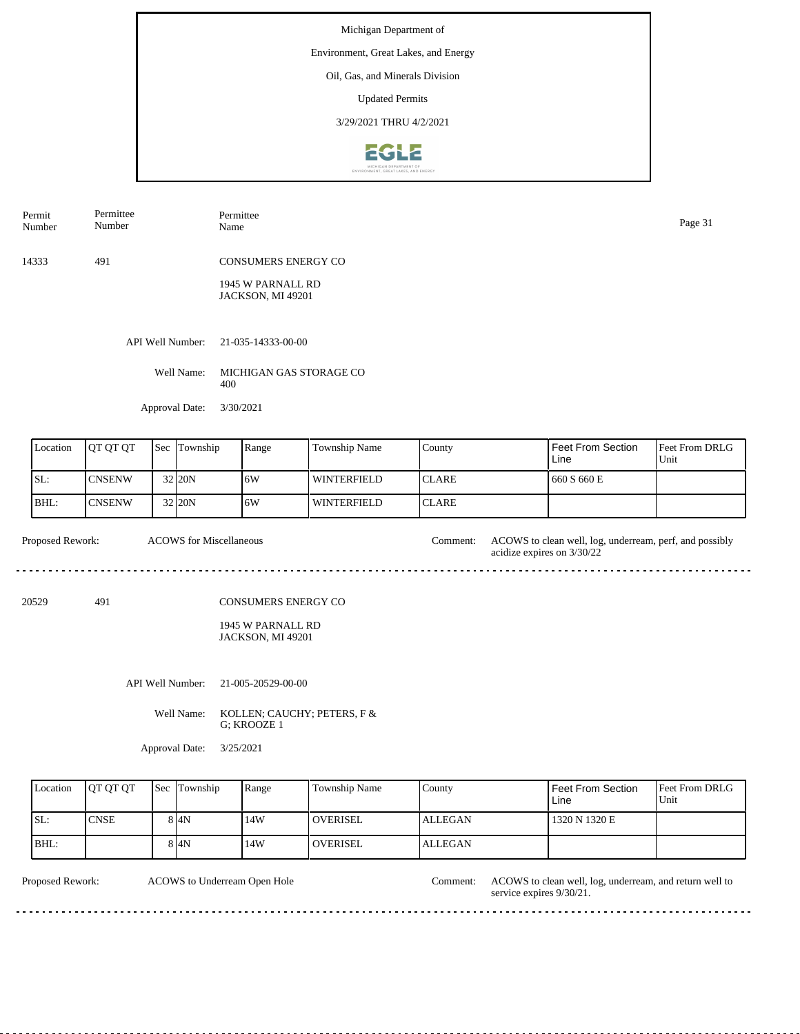Michigan Department of

Environment, Great Lakes, and Energy

Oil, Gas, and Minerals Division

Updated Permits

3/29/2021 THRU 4/2/2021

| Permit Number | Permittee Number | Permittee Name |
|---|---|---|

14333 491 CONSUMERS ENERGY CO

1945 W PARNALL RD
JACKSON, MI 49201

API Well Number: 21-035-14333-00-00

Well Name: MICHIGAN GAS STORAGE CO 400

Approval Date: 3/30/2021

| Location | QT QT QT | Sec | Township | Range | Township Name | County | Feet From Section Line | Feet From DRLG Unit |
|---|---|---|---|---|---|---|---|---|
| SL: | CNSENW | 32 | 20N | 6W | WINTERFIELD | CLARE | 660 S 660 E | |
| BHL: | CNSENW | 32 | 20N | 6W | WINTERFIELD | CLARE | | |

Proposed Rework: ACOWS for Miscellaneous

Comment: ACOWS to clean well, log, underream, perf, and possibly acidize expires on 3/30/22

---

20529 491 CONSUMERS ENERGY CO

1945 W PARNALL RD
JACKSON, MI 49201

API Well Number: 21-005-20529-00-00

Well Name: KOLLEN; CAUCHY; PETERS, F & G; KROOZE 1

Approval Date: 3/25/2021

| Location | QT QT QT | Sec | Township | Range | Township Name | County | Feet From Section Line | Feet From DRLG Unit |
|---|---|---|---|---|---|---|---|---|
| SL: | CNSE | 8 | 4N | 14W | OVERISEL | ALLEGAN | 1320 N 1320 E | |
| BHL: | | 8 | 4N | 14W | OVERISEL | ALLEGAN | | |

Proposed Rework: ACOWS to Underream Open Hole

Comment: ACOWS to clean well, log, underream, and return well to service expires 9/30/21.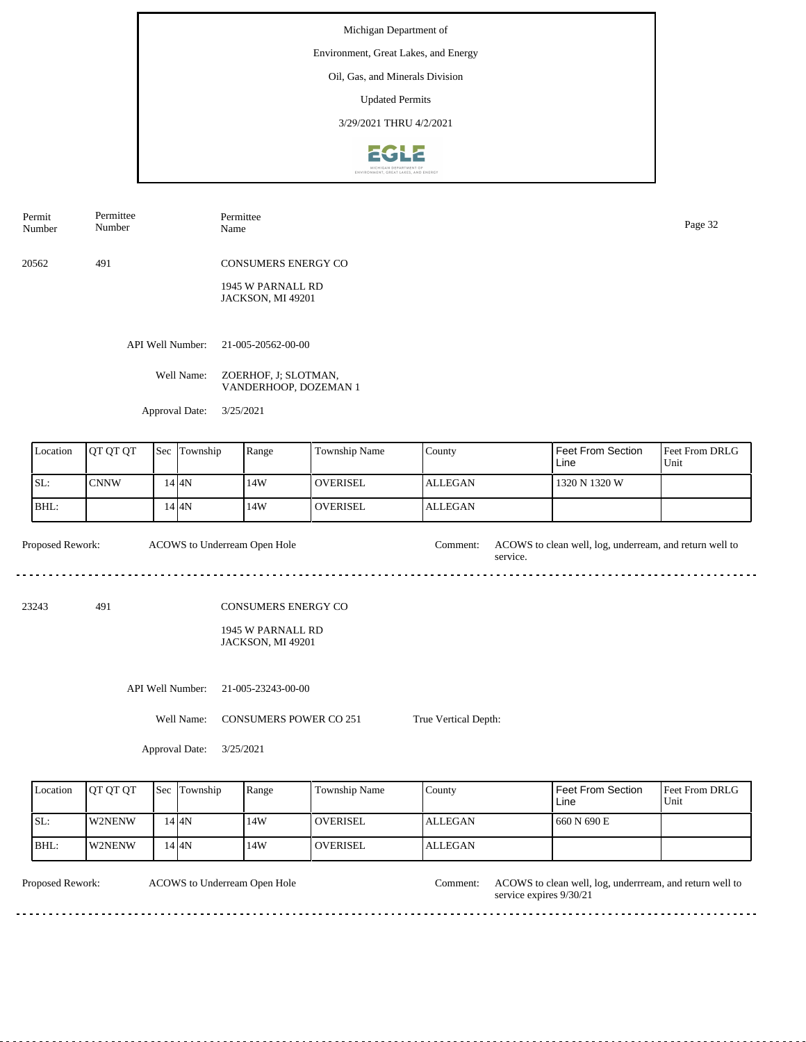Michigan Department of

Environment, Great Lakes, and Energy

Oil, Gas, and Minerals Division

Updated Permits

3/29/2021 THRU 4/2/2021

| Permit Number | Permittee Number | Permittee Name |
|---|---|---|
| 20562 | 491 | CONSUMERS ENERGY CO |

1945 W PARNALL RD
JACKSON, MI 49201

API Well Number: 21-005-20562-00-00

Well Name: ZOERHOF, J; SLOTMAN, VANDERHOOP, DOZEMAN 1

Approval Date: 3/25/2021

| Location | QT QT QT | Sec | Township | Range | Township Name | County | Feet From Section Line | Feet From DRLG Unit |
|---|---|---|---|---|---|---|---|---|
| SL: | CNNW | 14 | 4N | 14W | OVERISEL | ALLEGAN | 1320 N 1320 W | |
| BHL: | | 14 | 4N | 14W | OVERISEL | ALLEGAN | | |

Proposed Rework: ACOWS to Underream Open Hole

Comment: ACOWS to clean well, log, underream, and return well to service.

---

| Permit Number | Permittee Number | Permittee Name |
|---|---|---|
| 23243 | 491 | CONSUMERS ENERGY CO |

1945 W PARNALL RD
JACKSON, MI 49201

API Well Number: 21-005-23243-00-00

Well Name: CONSUMERS POWER CO 251

True Vertical Depth:

Approval Date: 3/25/2021

| Location | QT QT QT | Sec | Township | Range | Township Name | County | Feet From Section Line | Feet From DRLG Unit |
|---|---|---|---|---|---|---|---|---|
| SL: | W2NENW | 14 | 4N | 14W | OVERISEL | ALLEGAN | 660 N 690 E | |
| BHL: | W2NENW | 14 | 4N | 14W | OVERISEL | ALLEGAN | | |

Proposed Rework: ACOWS to Underream Open Hole

Comment: ACOWS to clean well, log, underrream, and return well to service expires 9/30/21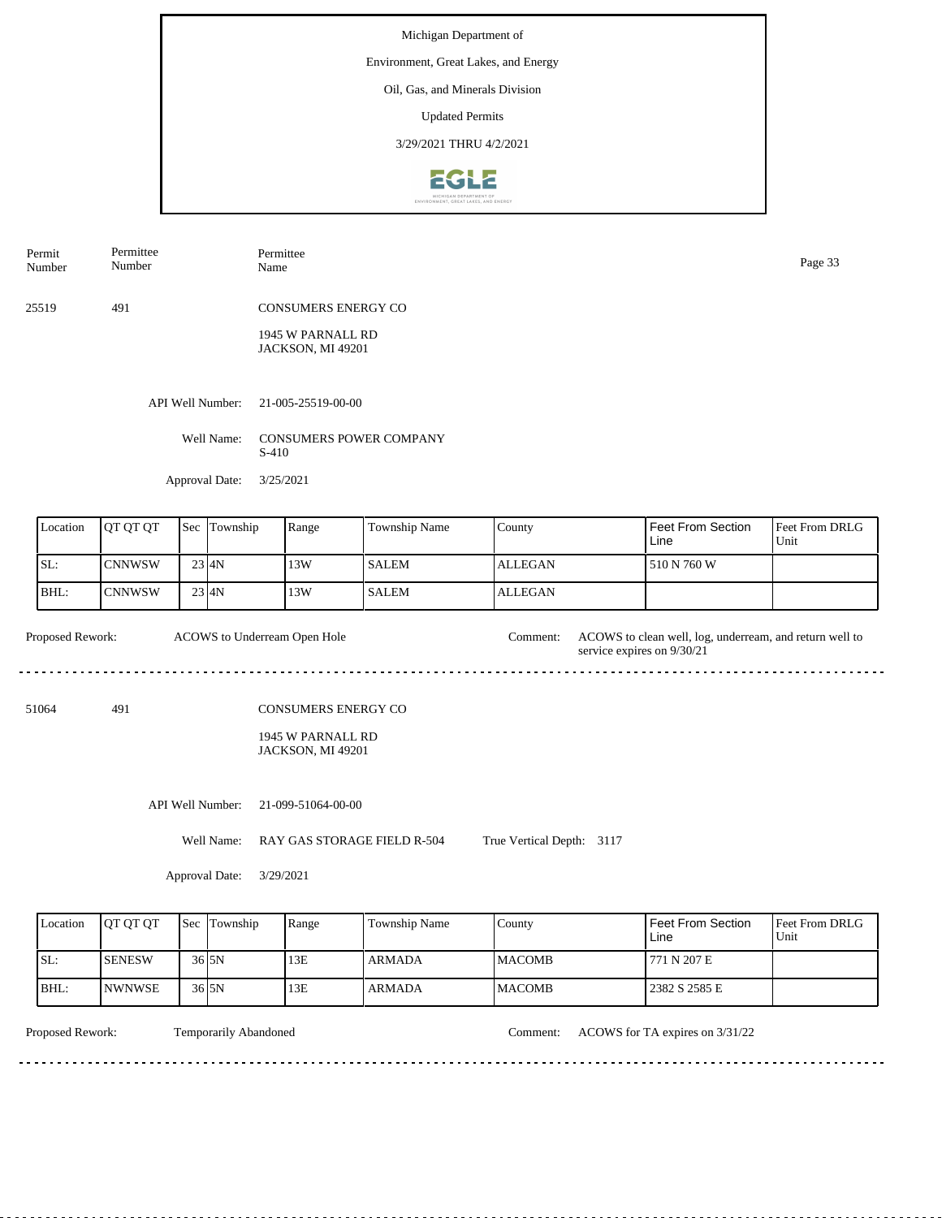Michigan Department of

Environment, Great Lakes, and Energy

Oil, Gas, and Minerals Division

Updated Permits

3/29/2021 THRU 4/2/2021

| Permit Number | Permittee Number | Permittee Name |
|---|---|---|
| 25519 | 491 | CONSUMERS ENERGY CO<br>1945 W PARNALL RD<br>JACKSON, MI 49201 |

API Well Number: 21-005-25519-00-00

Well Name: CONSUMERS POWER COMPANY S-410

Approval Date: 3/25/2021

| Location | QT QT QT | Sec | Township | Range | Township Name | County | Feet From Section Line | Feet From DRLG Unit |
|---|---|---|---|---|---|---|---|---|
| SL: | CNNWSW | 23 | 4N | 13W | SALEM | ALLEGAN | 510 N 760 W | |
| BHL: | CNNWSW | 23 | 4N | 13W | SALEM | ALLEGAN | | |

Proposed Rework: ACOWS to Underream Open Hole

Comment: ACOWS to clean well, log, underream, and return well to service expires on 9/30/21

---

| Permit Number | Permittee Number | Permittee Name |
|---|---|---|
| 51064 | 491 | CONSUMERS ENERGY CO<br>1945 W PARNALL RD<br>JACKSON, MI 49201 |

API Well Number: 21-099-51064-00-00

Well Name: RAY GAS STORAGE FIELD R-504

True Vertical Depth: 3117

Approval Date: 3/29/2021

| Location | QT QT QT | Sec | Township | Range | Township Name | County | Feet From Section Line | Feet From DRLG Unit |
|---|---|---|---|---|---|---|---|---|
| SL: | SENESW | 36 | 5N | 13E | ARMADA | MACOMB | 771 N 207 E | |
| BHL: | NWNWSE | 36 | 5N | 13E | ARMADA | MACOMB | 2382 S 2585 E | |

Proposed Rework: Temporarily Abandoned

Comment: ACOWS for TA expires on 3/31/22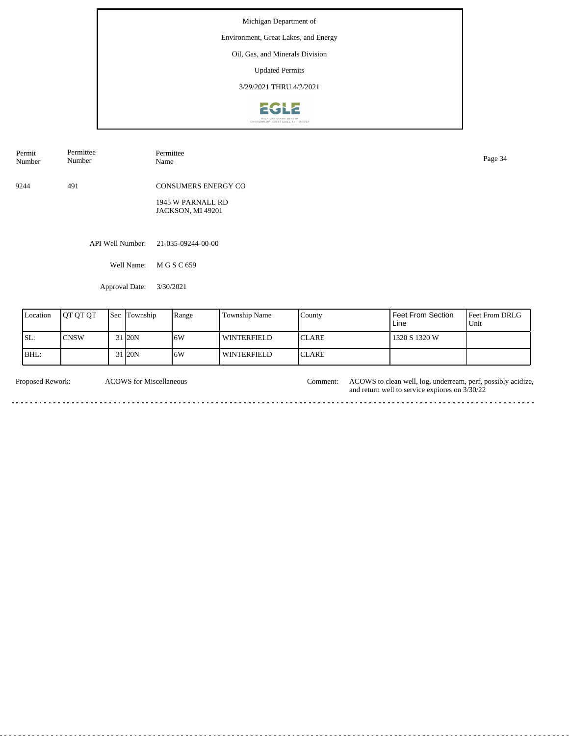Michigan Department of

Environment, Great Lakes, and Energy

Oil, Gas, and Minerals Division

Updated Permits

3/29/2021 THRU 4/2/2021

| Permit Number | Permittee Number | Permittee Name |
|---|---|---|
| 9244 | 491 | CONSUMERS ENERGY CO<br>1945 W PARNALL RD<br>JACKSON, MI 49201 |

API Well Number: 21-035-09244-00-00

Well Name: M G S C 659

Approval Date: 3/30/2021

| Location | QT QT QT | Sec | Township | Range | Township Name | County | Feet From Section Line | Feet From DRLG Unit |
|---|---|---|---|---|---|---|---|---|
| SL: | CNSW | 31 | 20N | 6W | WINTERFIELD | CLARE | 1320 S 1320 W | |
| BHL: | | 31 | 20N | 6W | WINTERFIELD | CLARE | | |

Proposed Rework: ACOWS for Miscellaneous

Comment: ACOWS to clean well, log, underream, perf, possibly acidize, and return well to service expiores on 3/30/22